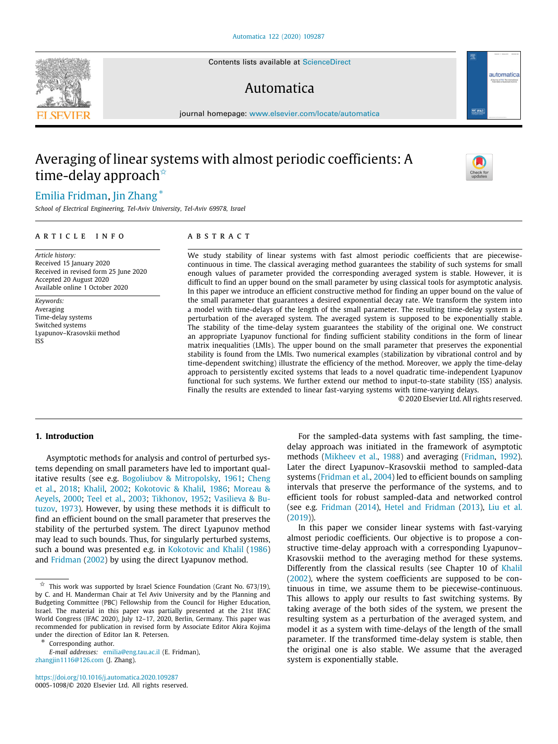# Averaging of linear systems with almost periodic coefficients: A time-delay approach[☆]

Emilia Fridman, Jin Zhang [*]

*School of Electrical Engineering, Tel-Aviv University, Tel-Aviv 69978, Israel*

## ARTICLE INFO

*Article history:*
Received 15 January 2020
Received in revised form 25 June 2020
Accepted 20 August 2020
Available online 1 October 2020

*Keywords:*
Averaging
Time-delay systems
Switched systems
Lyapunov–Krasovskii method
ISS

## ABSTRACT

We study stability of linear systems with fast almost periodic coefficients that are piecewise-continuous in time. The classical averaging method guarantees the stability of such systems for small enough values of parameter provided the corresponding averaged system is stable. However, it is difficult to find an upper bound on the small parameter by using classical tools for asymptotic analysis. In this paper we introduce an efficient constructive method for finding an upper bound on the value of the small parameter that guarantees a desired exponential decay rate. We transform the system into a model with time-delays of the length of the small parameter. The resulting time-delay system is a perturbation of the averaged system. The averaged system is supposed to be exponentially stable. The stability of the time-delay system guarantees the stability of the original one. We construct an appropriate Lyapunov functional for finding sufficient stability conditions in the form of linear matrix inequalities (LMIs). The upper bound on the small parameter that preserves the exponential stability is found from the LMIs. Two numerical examples (stabilization by vibrational control and by time-dependent switching) illustrate the efficiency of the method. Moreover, we apply the time-delay approach to persistently excited systems that leads to a novel quadratic time-independent Lyapunov functional for such systems. We further extend our method to input-to-state stability (ISS) analysis. Finally the results are extended to linear fast-varying systems with time-varying delays.

© 2020 Elsevier Ltd. All rights reserved.

## 1. Introduction

Asymptotic methods for analysis and control of perturbed systems depending on small parameters have led to important qualitative results (see e.g. Bogoliubov & Mitropolsky, 1961; Cheng et al., 2018; Khalil, 2002; Kokotovic & Khalil, 1986; Moreau & Aeyels, 2000; Teel et al., 2003; Tikhonov, 1952; Vasilieva & Butuzov, 1973). However, by using these methods it is difficult to find an efficient bound on the small parameter that preserves the stability of the perturbed system. The direct Lyapunov method may lead to such bounds. Thus, for singularly perturbed systems, such a bound was presented e.g. in Kokotovic and Khalil (1986) and Fridman (2002) by using the direct Lyapunov method.

For the sampled-data systems with fast sampling, the time-delay approach was initiated in the framework of asymptotic methods (Mikheev et al., 1988) and averaging (Fridman, 1992). Later the direct Lyapunov–Krasovskii method to sampled-data systems (Fridman et al., 2004) led to efficient bounds on sampling intervals that preserve the performance of the systems, and to efficient tools for robust sampled-data and networked control (see e.g. Fridman (2014), Hetel and Fridman (2013), Liu et al. (2019)).

In this paper we consider linear systems with fast-varying almost periodic coefficients. Our objective is to propose a constructive time-delay approach with a corresponding Lyapunov–Krasovskii method to the averaging method for these systems. Differently from the classical results (see Chapter 10 of Khalil (2002), where the system coefficients are supposed to be continuous in time, we assume them to be piecewise-continuous. This allows to apply our results to fast switching systems. By taking average of the both sides of the system, we present the resulting system as a perturbation of the averaged system, and model it as a system with time-delays of the length of the small parameter. If the transformed time-delay system is stable, then the original one is also stable. We assume that the averaged system is exponentially stable.

---

[☆] This work was supported by Israel Science Foundation (Grant No. 673/19), by C. and H. Manderman Chair at Tel Aviv University and by the Planning and Budgeting Committee (PBC) Fellowship from the Council for Higher Education, Israel. The material in this paper was partially presented at the 21st IFAC World Congress (IFAC 2020), July 12–17, 2020, Berlin, Germany. This paper was recommended for publication in revised form by Associate Editor Akira Kojima under the direction of Editor Ian R. Petersen.

[*] Corresponding author.
*E-mail addresses:* emilia@eng.tau.ac.il (E. Fridman), zhangjin1116@126.com (J. Zhang).

https://doi.org/10.1016/j.automatica.2020.109287
0005-1098/© 2020 Elsevier Ltd. All rights reserved.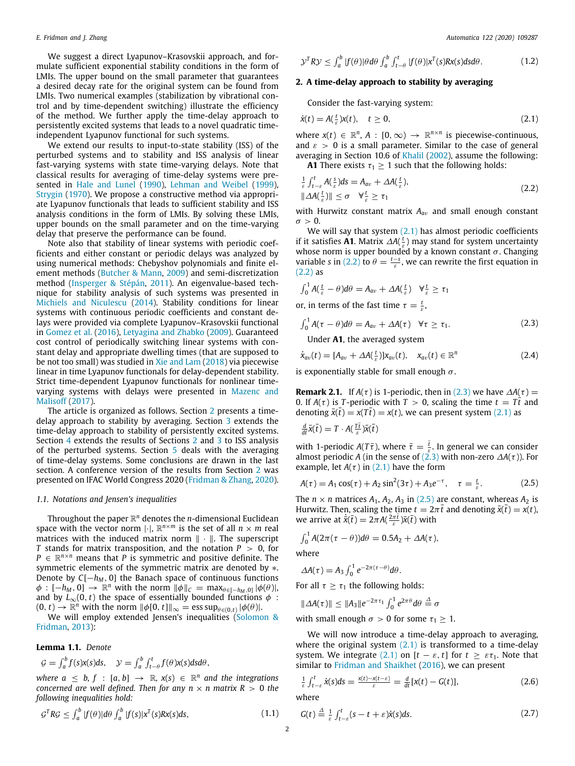We suggest a direct Lyapunov–Krasovskii approach, and formulate sufficient exponential stability conditions in the form of LMIs. The upper bound on the small parameter that guarantees a desired decay rate for the original system can be found from LMIs. Two numerical examples (stabilization by vibrational control and by time-dependent switching) illustrate the efficiency of the method. We further apply the time-delay approach to persistently excited systems that leads to a novel quadratic time-independent Lyapunov functional for such systems.

We extend our results to input-to-state stability (ISS) of the perturbed systems and to stability and ISS analysis of linear fast-varying systems with state time-varying delays. Note that classical results for averaging of time-delay systems were presented in Hale and Lunel (1990), Lehman and Weibel (1999), Strygin (1970). We propose a constructive method via appropriate Lyapunov functionals that leads to sufficient stability and ISS analysis conditions in the form of LMIs. By solving these LMIs, upper bounds on the small parameter and on the time-varying delay that preserve the performance can be found.

Note also that stability of linear systems with periodic coefficients and either constant or periodic delays was analyzed by using numerical methods: Chebyshov polynomials and finite element methods (Butcher & Mann, 2009) and semi-discretization method (Insperger & Stépán, 2011). An eigenvalue-based technique for stability analysis of such systems was presented in Michiels and Niculescu (2014). Stability conditions for linear systems with continuous periodic coefficients and constant delays were provided via complete Lyapunov–Krasovskii functional in Gomez et al. (2016), Letyagina and Zhabko (2009). Guaranteed cost control of periodically switching linear systems with constant delay and appropriate dwelling times (that are supposed to be not too small) was studied in Xie and Lam (2018) via piecewise linear in time Lyapunov functionals for delay-dependent stability. Strict time-dependent Lyapunov functionals for nonlinear time-varying systems with delays were presented in Mazenc and Malisoff (2017).

The article is organized as follows. Section 2 presents a time-delay approach to stability by averaging. Section 3 extends the time-delay approach to stability of persistently excited systems. Section 4 extends the results of Sections 2 and 3 to ISS analysis of the perturbed systems. Section 5 deals with the averaging of time-delay systems. Some conclusions are drawn in the last section. A conference version of the results from Section 2 was presented on IFAC World Congress 2020 (Fridman & Zhang, 2020).

### 1.1. Notations and Jensen's inequalities

Throughout the paper $\mathbb{R}^n$ denotes the $n$-dimensional Euclidean space with the vector norm $|\cdot|$, $\mathbb{R}^{n\times m}$ is the set of all $n\times m$ real matrices with the induced matrix norm $\|\cdot\|$. The superscript $T$ stands for matrix transposition, and the notation $P>0$, for $P\in\mathbb{R}^{n\times n}$ means that $P$ is symmetric and positive definite. The symmetric elements of the symmetric matrix are denoted by $*$. Denote by $C[-h_M,0]$ the Banach space of continuous functions $\phi:[-h_M,0]\to\mathbb{R}^n$ with the norm $\|\phi\|_C=\max_{\theta\in[-h_M,0]}|\phi(\theta)|$, and by $L_\infty(0,t)$ the space of essentially bounded functions $\phi:(0,t)\to\mathbb{R}^n$ with the norm $\|\phi[0,t]\|_\infty=\operatorname{ess\,sup}_{\theta\in(0,t)}|\phi(\theta)|$.

We will employ extended Jensen's inequalities (Solomon & Fridman, 2013):

**Lemma 1.1.** *Denote*

$$\mathcal{G}=\int_a^b f(s)x(s)ds,\quad \mathcal{Y}=\int_a^b\int_{t-\theta}^t f(\theta)x(s)dsd\theta,$$

*where $a\le b$, $f:[a,b]\to\mathbb{R}$, $x(s)\in\mathbb{R}^n$ and the integrations concerned are well defined. Then for any $n\times n$ matrix $R>0$ the following inequalities hold:*

$$\mathcal{G}^TR\mathcal{G}\le\int_a^b|f(\theta)|d\theta\int_a^b|f(s)|x^T(s)Rx(s)ds, \tag{1.1}$$

$$\mathcal{Y}^TR\mathcal{Y}\le\int_a^b|f(\theta)|\theta d\theta\int_a^b\int_{t-\theta}^t|f(\theta)|x^T(s)Rx(s)dsd\theta. \tag{1.2}$$

## 2. A time-delay approach to stability by averaging

Consider the fast-varying system:

$$\dot{x}(t)=A(\tfrac{t}{\varepsilon})x(t),\quad t\ge 0, \tag{2.1}$$

where $x(t)\in\mathbb{R}^n$, $A:[0,\infty)\to\mathbb{R}^{n\times n}$ is piecewise-continuous, and $\varepsilon>0$ is a small parameter. Similar to the case of general averaging in Section 10.6 of Khalil (2002), assume the following:

**A1** There exists $\tau_1\ge 1$ such that the following holds:

$$\begin{aligned}&\tfrac{1}{\varepsilon}\int_{t-\varepsilon}^t A(\tfrac{s}{\varepsilon})ds=A_{av}+\Delta A(\tfrac{t}{\varepsilon}),\\&\|\Delta A(\tfrac{t}{\varepsilon})\|\le\sigma\quad\forall\tfrac{t}{\varepsilon}\ge\tau_1\end{aligned} \tag{2.2}$$

with Hurwitz constant matrix $A_{av}$ and small enough constant $\sigma>0$.

We will say that system (2.1) has almost periodic coefficients if it satisfies **A1**. Matrix $\Delta A(\frac{t}{\varepsilon})$ may stand for system uncertainty whose norm is upper bounded by a known constant $\sigma$. Changing variable $s$ in (2.2) to $\theta=\frac{t-s}{\varepsilon}$, we can rewrite the first equation in (2.2) as

$$\int_0^1 A(\tfrac{t}{\varepsilon}-\theta)d\theta=A_{av}+\Delta A(\tfrac{t}{\varepsilon})\quad\forall\tfrac{t}{\varepsilon}\ge\tau_1$$

or, in terms of the fast time $\tau=\frac{t}{\varepsilon}$,

$$\int_0^1 A(\tau-\theta)d\theta=A_{av}+\Delta A(\tau)\quad\forall\tau\ge\tau_1. \tag{2.3}$$

Under **A1**, the averaged system

$$\dot{x}_{av}(t)=[A_{av}+\Delta A(\tfrac{t}{\varepsilon})]x_{av}(t),\quad x_{av}(t)\in\mathbb{R}^n \tag{2.4}$$

is exponentially stable for small enough $\sigma$.

**Remark 2.1.** If $A(\tau)$ is 1-periodic, then in (2.3) we have $\Delta A(\tau)=0$. If $A(\tau)$ is $T$-periodic with $T>0$, scaling the time $t=T\bar{t}$ and denoting $\bar{x}(\bar{t})=x(T\bar{t})=x(t)$, we can present system (2.1) as

$$\tfrac{d}{d\bar{t}}\bar{x}(\bar{t})=T\cdot A(\tfrac{T\bar{t}}{\varepsilon})\bar{x}(\bar{t})$$

with 1-periodic $A(T\bar{\tau})$, where $\bar{\tau}=\frac{\bar{t}}{\varepsilon}$. In general we can consider almost periodic $A$ (in the sense of (2.3) with non-zero $\Delta A(\tau)$). For example, let $A(\tau)$ in (2.1) have the form

$$A(\tau)=A_1\cos(\tau)+A_2\sin^2(3\tau)+A_3e^{-\tau},\quad\tau=\tfrac{t}{\varepsilon}. \tag{2.5}$$

The $n\times n$ matrices $A_1,A_2,A_3$ in (2.5) are constant, whereas $A_2$ is Hurwitz. Then, scaling the time $t=2\pi\bar{t}$ and denoting $\bar{x}(\bar{t})=x(t)$, we arrive at $\dot{\bar{x}}(\bar{t})=2\pi A(\frac{2\pi\bar{t}}{\varepsilon})\bar{x}(\bar{t})$ with

$$\int_0^1 A(2\pi(\tau-\theta))d\theta=0.5A_2+\Delta A(\tau),$$

where

$$\Delta A(\tau)=A_3\int_0^1 e^{-2\pi(\tau-\theta)}d\theta.$$

For all $\tau\ge\tau_1$ the following holds:

$$\|\Delta A(\tau)\|\le\|A_3\|e^{-2\pi\tau_1}\int_0^1 e^{2\pi\theta}d\theta\triangleq\sigma$$

with small enough $\sigma>0$ for some $\tau_1\ge 1$.

We will now introduce a time-delay approach to averaging, where the original system (2.1) is transformed to a time-delay system. We integrate (2.1) on $[t-\varepsilon,t]$ for $t\ge\varepsilon\tau_1$. Note that similar to Fridman and Shaikhet (2016), we can present

$$\tfrac{1}{\varepsilon}\int_{t-\varepsilon}^t\dot{x}(s)ds=\tfrac{x(t)-x(t-\varepsilon)}{\varepsilon}=\tfrac{d}{dt}[x(t)-G(t)], \tag{2.6}$$

where

$$G(t)\triangleq\tfrac{1}{\varepsilon}\int_{t-\varepsilon}^t(s-t+\varepsilon)\dot{x}(s)ds. \tag{2.7}$$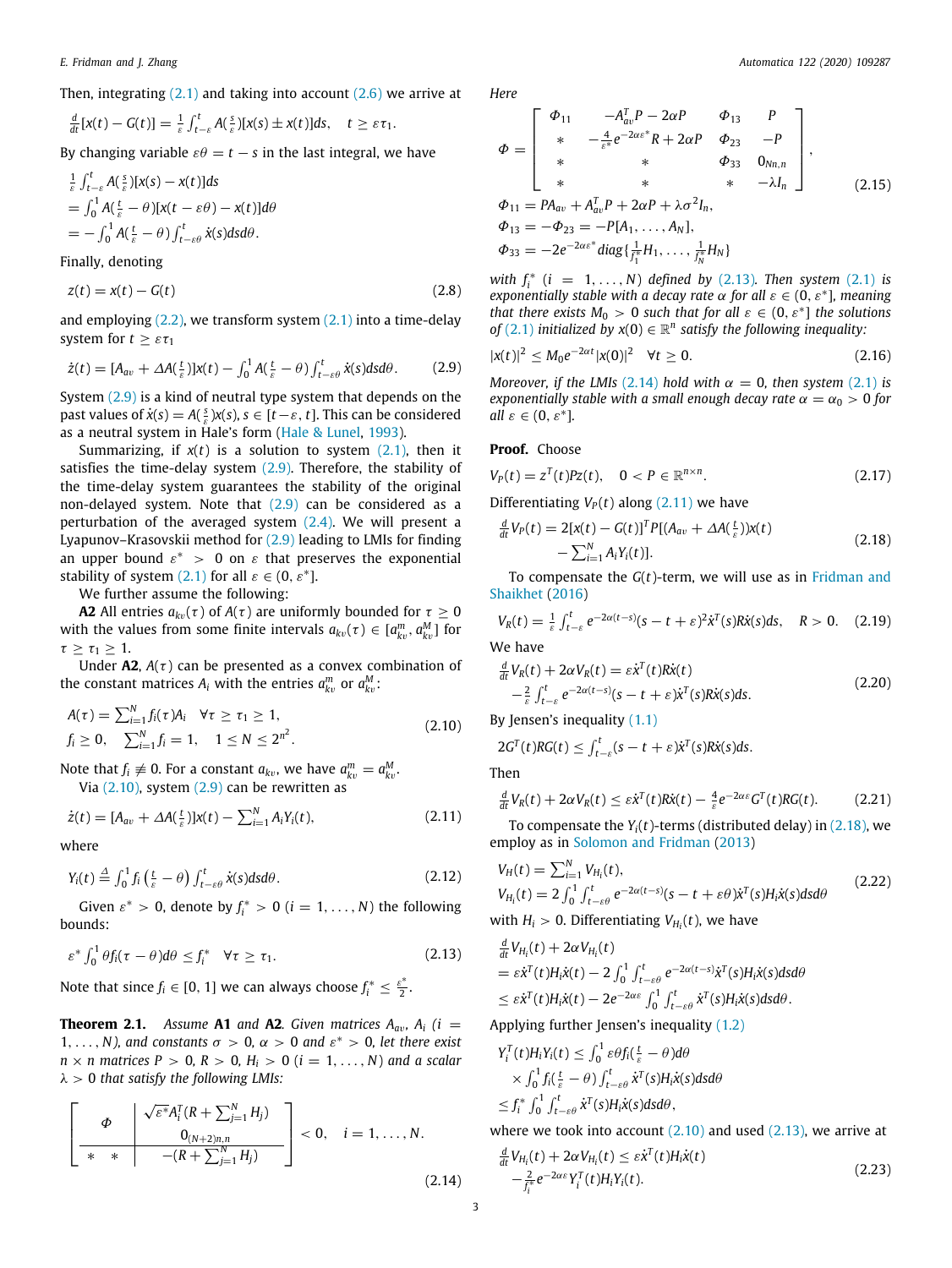Then, integrating (2.1) and taking into account (2.6) we arrive at

$$\frac{d}{dt}[x(t) - G(t)] = \frac{1}{\varepsilon}\int_{t-\varepsilon}^{t} A(\tfrac{s}{\varepsilon})[x(s) \pm x(t)]ds, \quad t \geq \varepsilon\tau_1.$$

By changing variable $\varepsilon\theta = t - s$ in the last integral, we have

$$\begin{aligned}
&\tfrac{1}{\varepsilon}\int_{t-\varepsilon}^{t} A(\tfrac{s}{\varepsilon})[x(s) - x(t)]ds \\
&= \int_0^1 A(\tfrac{t}{\varepsilon} - \theta)[x(t-\varepsilon\theta) - x(t)]d\theta \\
&= -\int_0^1 A(\tfrac{t}{\varepsilon} - \theta)\int_{t-\varepsilon\theta}^{t} \dot{x}(s)dsd\theta.
\end{aligned}$$

Finally, denoting

$$z(t) = x(t) - G(t) \tag{2.8}$$

and employing (2.2), we transform system (2.1) into a time-delay system for $t \geq \varepsilon\tau_1$

$$\dot{z}(t) = [A_{av} + \Delta A(\tfrac{t}{\varepsilon})]x(t) - \int_0^1 A(\tfrac{t}{\varepsilon} - \theta)\int_{t-\varepsilon\theta}^{t} \dot{x}(s)dsd\theta. \tag{2.9}$$

System (2.9) is a kind of neutral type system that depends on the past values of $\dot{x}(s) = A(\frac{s}{\varepsilon})x(s)$, $s \in [t-\varepsilon, t]$. This can be considered as a neutral system in Hale's form (Hale & Lunel, 1993).

Summarizing, if $x(t)$ is a solution to system (2.1), then it satisfies the time-delay system (2.9). Therefore, the stability of the time-delay system guarantees the stability of the original non-delayed system. Note that (2.9) can be considered as a perturbation of the averaged system (2.4). We will present a Lyapunov–Krasovskii method for (2.9) leading to LMIs for finding an upper bound $\varepsilon^* > 0$ on $\varepsilon$ that preserves the exponential stability of system (2.1) for all $\varepsilon \in (0, \varepsilon^*]$.

We further assume the following:

**A2** All entries $a_{kv}(\tau)$ of $A(\tau)$ are uniformly bounded for $\tau \geq 0$ with the values from some finite intervals $a_{kv}(\tau) \in [a^m_{kv}, a^M_{kv}]$ for $\tau \geq \tau_1 \geq 1$.

Under **A2**, $A(\tau)$ can be presented as a convex combination of the constant matrices $A_i$ with the entries $a^m_{kv}$ or $a^M_{kv}$:

$$\begin{aligned}
&A(\tau) = \textstyle\sum_{i=1}^{N} f_i(\tau)A_i \quad \forall \tau \geq \tau_1 \geq 1, \\
&f_i \geq 0, \quad \textstyle\sum_{i=1}^{N} f_i = 1, \quad 1 \leq N \leq 2^{n^2}.
\end{aligned} \tag{2.10}$$

Note that $f_i \not\equiv 0$. For a constant $a_{kv}$, we have $a^m_{kv} = a^M_{kv}$.

Via (2.10), system (2.9) can be rewritten as

$$\dot{z}(t) = [A_{av} + \Delta A(\tfrac{t}{\varepsilon})]x(t) - \textstyle\sum_{i=1}^{N} A_iY_i(t), \tag{2.11}$$

where

$$Y_i(t) \triangleq \int_0^1 f_i\left(\tfrac{t}{\varepsilon} - \theta\right)\int_{t-\varepsilon\theta}^{t} \dot{x}(s)dsd\theta. \tag{2.12}$$

Given $\varepsilon^* > 0$, denote by $f_i^* > 0$ $(i = 1, \ldots, N)$ the following bounds:

$$\varepsilon^*\int_0^1 \theta f_i(\tau - \theta)d\theta \leq f_i^* \quad \forall \tau \geq \tau_1. \tag{2.13}$$

Note that since $f_i \in [0, 1]$ we can always choose $f_i^* \leq \frac{\varepsilon^*}{2}$.

**Theorem 2.1.** *Assume* **A1** *and* **A2**. *Given matrices $A_{av}$, $A_i$ $(i = 1, \ldots, N)$, and constants $\sigma > 0$, $\alpha > 0$ and $\varepsilon^* > 0$, let there exist $n \times n$ matrices $P > 0$, $R > 0$, $H_i > 0$ $(i = 1, \ldots, N)$ and a scalar $\lambda > 0$ that satisfy the following LMIs:*

$$\left[\begin{array}{cc|c}
\multicolumn{2}{c|}{\Phi} & \begin{array}{c}\sqrt{\varepsilon^*}A_i^T(R + \sum_{j=1}^{N} H_j) \\ 0_{(N+2)n,n}\end{array} \\ \hline
* & * & -(R + \sum_{j=1}^{N} H_j)
\end{array}\right] < 0, \quad i = 1, \ldots, N. \tag{2.14}$$

*Here*

$$\Phi = \begin{bmatrix}
\Phi_{11} & -A_{av}^TP - 2\alpha P & \Phi_{13} & P \\
* & -\frac{4}{\varepsilon^*}e^{-2\alpha\varepsilon^*}R + 2\alpha P & \Phi_{23} & -P \\
* & * & \Phi_{33} & 0_{Nn,n} \\
* & * & * & -\lambda I_n
\end{bmatrix}, \tag{2.15}$$

$$\begin{aligned}
&\Phi_{11} = PA_{av} + A_{av}^TP + 2\alpha P + \lambda\sigma^2 I_n, \\
&\Phi_{13} = -\Phi_{23} = -P[A_1, \ldots, A_N], \\
&\Phi_{33} = -2e^{-2\alpha\varepsilon^*}diag\{\tfrac{1}{f_1^*}H_1, \ldots, \tfrac{1}{f_N^*}H_N\}
\end{aligned}$$

*with $f_i^*$ $(i = 1, \ldots, N)$ defined by (2.13). Then system (2.1) is exponentially stable with a decay rate $\alpha$ for all $\varepsilon \in (0, \varepsilon^*]$, meaning that there exists $M_0 > 0$ such that for all $\varepsilon \in (0, \varepsilon^*]$ the solutions of (2.1) initialized by $x(0) \in \mathbb{R}^n$ satisfy the following inequality:*

$$|x(t)|^2 \leq M_0 e^{-2\alpha t}|x(0)|^2 \quad \forall t \geq 0. \tag{2.16}$$

*Moreover, if the LMIs (2.14) hold with $\alpha = 0$, then system (2.1) is exponentially stable with a small enough decay rate $\alpha = \alpha_0 > 0$ for all $\varepsilon \in (0, \varepsilon^*]$.*

**Proof.** Choose

$$V_P(t) = z^T(t)Pz(t), \quad 0 < P \in \mathbb{R}^{n\times n}. \tag{2.17}$$

Differentiating $V_P(t)$ along (2.11) we have

$$\begin{aligned}
\tfrac{d}{dt}V_P(t) = 2[x(t) - G(t)]^TP[(A_{av} + \Delta A(\tfrac{t}{\varepsilon}))x(t) \\
- \textstyle\sum_{i=1}^{N} A_iY_i(t)].
\end{aligned} \tag{2.18}$$

To compensate the $G(t)$-term, we will use as in Fridman and Shaikhet (2016)

$$V_R(t) = \tfrac{1}{\varepsilon}\int_{t-\varepsilon}^{t} e^{-2\alpha(t-s)}(s - t + \varepsilon)^2\dot{x}^T(s)R\dot{x}(s)ds, \quad R > 0. \tag{2.19}$$

We have

$$\begin{aligned}
&\tfrac{d}{dt}V_R(t) + 2\alpha V_R(t) = \varepsilon\dot{x}^T(t)R\dot{x}(t) \\
&\quad -\tfrac{2}{\varepsilon}\int_{t-\varepsilon}^{t} e^{-2\alpha(t-s)}(s - t + \varepsilon)\dot{x}^T(s)R\dot{x}(s)ds.
\end{aligned} \tag{2.20}$$

By Jensen's inequality (1.1)

$$2G^T(t)RG(t) \leq \int_{t-\varepsilon}^{t} (s - t + \varepsilon)\dot{x}^T(s)R\dot{x}(s)ds.$$

Then

$$\tfrac{d}{dt}V_R(t) + 2\alpha V_R(t) \leq \varepsilon\dot{x}^T(t)R\dot{x}(t) - \tfrac{4}{\varepsilon}e^{-2\alpha\varepsilon}G^T(t)RG(t). \tag{2.21}$$

To compensate the $Y_i(t)$-terms (distributed delay) in (2.18), we employ as in Solomon and Fridman (2013)

$$\begin{aligned}
&V_H(t) = \textstyle\sum_{i=1}^{N} V_{H_i}(t), \\
&V_{H_i}(t) = 2\int_0^1\int_{t-\varepsilon\theta}^{t} e^{-2\alpha(t-s)}(s - t + \varepsilon\theta)\dot{x}^T(s)H_i\dot{x}(s)dsd\theta
\end{aligned} \tag{2.22}$$

with $H_i > 0$. Differentiating $V_{H_i}(t)$, we have

$$\begin{aligned}
&\tfrac{d}{dt}V_{H_i}(t) + 2\alpha V_{H_i}(t) \\
&= \varepsilon\dot{x}^T(t)H_i\dot{x}(t) - 2\int_0^1\int_{t-\varepsilon\theta}^{t} e^{-2\alpha(t-s)}\dot{x}^T(s)H_i\dot{x}(s)dsd\theta \\
&\leq \varepsilon\dot{x}^T(t)H_i\dot{x}(t) - 2e^{-2\alpha\varepsilon}\int_0^1\int_{t-\varepsilon\theta}^{t} \dot{x}^T(s)H_i\dot{x}(s)dsd\theta.
\end{aligned}$$

Applying further Jensen's inequality (1.2)

$$\begin{aligned}
&Y_i^T(t)H_iY_i(t) \leq \int_0^1 \varepsilon\theta f_i(\tfrac{t}{\varepsilon} - \theta)d\theta \\
&\quad \times \int_0^1 f_i(\tfrac{t}{\varepsilon} - \theta)\int_{t-\varepsilon\theta}^{t} \dot{x}^T(s)H_i\dot{x}(s)dsd\theta \\
&\leq f_i^*\int_0^1\int_{t-\varepsilon\theta}^{t} \dot{x}^T(s)H_i\dot{x}(s)dsd\theta,
\end{aligned}$$

where we took into account (2.10) and used (2.13), we arrive at

$$\begin{aligned}
&\tfrac{d}{dt}V_{H_i}(t) + 2\alpha V_{H_i}(t) \leq \varepsilon\dot{x}^T(t)H_i\dot{x}(t) \\
&\quad -\tfrac{2}{f_i^*}e^{-2\alpha\varepsilon}Y_i^T(t)H_iY_i(t).
\end{aligned} \tag{2.23}$$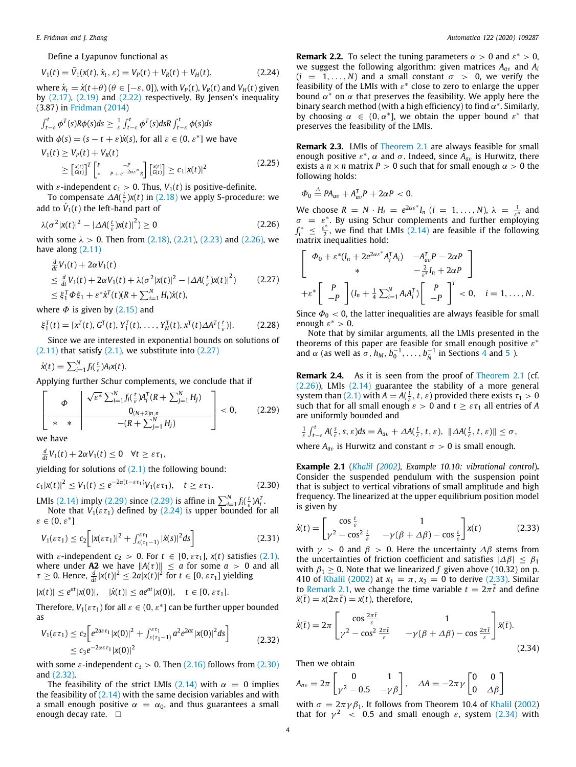Define a Lyapunov functional as

$$V_1(t) = \bar{V}_1(x(t), \dot{x}_t, \varepsilon) = V_P(t) + V_R(t) + V_H(t), \tag{2.24}$$

where $\dot{x}_t = \dot{x}(t+\theta)\,(\theta \in [-\varepsilon, 0])$, with $V_P(t)$, $V_R(t)$ and $V_H(t)$ given by (2.17), (2.19) and (2.22) respectively. By Jensen's inequality (3.87) in Fridman (2014)

$$\int_{t-\varepsilon}^{t} \phi^T(s) R \phi(s) ds \geq \frac{1}{\varepsilon} \int_{t-\varepsilon}^{t} \phi^T(s) ds R \int_{t-\varepsilon}^{t} \phi(s) ds$$

with $\phi(s) = (s - t + \varepsilon)\dot{x}(s)$, for all $\varepsilon \in (0, \varepsilon^*]$ we have

$$\begin{aligned} V_1(t) &\geq V_P(t) + V_R(t) \\ &\geq \begin{bmatrix} x(t) \\ G(t) \end{bmatrix}^T \begin{bmatrix} P & -P \\ * & P + e^{-2\alpha\varepsilon^*} R \end{bmatrix} \begin{bmatrix} x(t) \\ G(t) \end{bmatrix} \geq c_1 |x(t)|^2 \end{aligned} \tag{2.25}$$

with $\varepsilon$-independent $c_1 > 0$. Thus, $V_1(t)$ is positive-definite.

To compensate $\Delta A(\frac{t}{\varepsilon})x(t)$ in (2.18) we apply S-procedure: we add to $\dot{V}_1(t)$ the left-hand part of

$$\lambda(\sigma^2 |x(t)|^2 - |\Delta A(\tfrac{t}{\varepsilon})x(t)|^2) \geq 0 \tag{2.26}$$

with some $\lambda > 0$. Then from (2.18), (2.21), (2.23) and (2.26), we have along (2.11)

$$\begin{aligned} &\tfrac{d}{dt} V_1(t) + 2\alpha V_1(t) \\ &\leq \tfrac{d}{dt} V_1(t) + 2\alpha V_1(t) + \lambda(\sigma^2 |x(t)|^2 - |\Delta A(\tfrac{t}{\varepsilon})x(t)|^2) \\ &\leq \xi_1^T \Phi \xi_1 + \varepsilon^* \dot{x}^T(t)(R + \textstyle\sum_{i=1}^{N} H_i)\dot{x}(t), \end{aligned} \tag{2.27}$$

where $\Phi$ is given by (2.15) and

$$\xi_1^T(t) = [x^T(t), G^T(t), Y_1^T(t), \ldots, Y_N^T(t), x^T(t)\Delta A^T(\tfrac{t}{\varepsilon})]. \tag{2.28}$$

Since we are interested in exponential bounds on solutions of (2.11) that satisfy (2.1), we substitute into (2.27)

$$\dot{x}(t) = \textstyle\sum_{i=1}^{N} f_i(\frac{t}{\varepsilon}) A_i x(t).$$

Applying further Schur complements, we conclude that if

$$\left[\begin{array}{c|c} \Phi & \begin{matrix} \sqrt{\varepsilon^*} \sum_{i=1}^{N} f_i(\frac{t}{\varepsilon}) A_i^T (R + \sum_{j=1}^{N} H_j) \\ 0_{(N+2)n,n} \end{matrix} \\ \hline * \quad * & -(R + \sum_{j=1}^{N} H_j) \end{array}\right] < 0, \tag{2.29}$$

we have

$$\tfrac{d}{dt} V_1(t) + 2\alpha V_1(t) \leq 0 \quad \forall t \geq \varepsilon\tau_1,$$

yielding for solutions of (2.1) the following bound:

$$c_1 |x(t)|^2 \leq V_1(t) \leq e^{-2\alpha(t-\varepsilon\tau_1)} V_1(\varepsilon\tau_1), \quad t \geq \varepsilon\tau_1. \tag{2.30}$$

LMIs (2.14) imply (2.29) since (2.29) is affine in $\sum_{i=1}^{N} f_i(\frac{t}{\varepsilon}) A_i^T$.

Note that $V_1(\varepsilon\tau_1)$ defined by (2.24) is upper bounded for all $\varepsilon \in (0, \varepsilon^*]$

$$V_1(\varepsilon\tau_1) \leq c_2 \left[ |x(\varepsilon\tau_1)|^2 + \int_{\varepsilon(\tau_1-1)}^{\varepsilon\tau_1} |\dot{x}(s)|^2 ds \right] \tag{2.31}$$

with $\varepsilon$-independent $c_2 > 0$. For $t \in [0, \varepsilon\tau_1]$, $x(t)$ satisfies (2.1), where under **A2** we have $\|A(\tau)\| \leq a$ for some $a > 0$ and all $\tau \geq 0$. Hence, $\frac{d}{dt}|x(t)|^2 \leq 2a|x(t)|^2$ for $t \in [0, \varepsilon\tau_1]$ yielding

$$|x(t)| \leq e^{at}|x(0)|, \quad |\dot{x}(t)| \leq a e^{at}|x(0)|, \quad t \in [0, \varepsilon\tau_1].$$

Therefore, $V_1(\varepsilon\tau_1)$ for all $\varepsilon \in (0, \varepsilon^*]$ can be further upper bounded as

$$\begin{aligned} V_1(\varepsilon\tau_1) &\leq c_2 \left[ e^{2a\varepsilon\tau_1}|x(0)|^2 + \int_{\varepsilon(\tau_1-1)}^{\varepsilon\tau_1} a^2 e^{2at}|x(0)|^2 ds \right] \\ &\leq c_3 e^{-2\alpha\varepsilon\tau_1}|x(0)|^2 \end{aligned} \tag{2.32}$$

with some $\varepsilon$-independent $c_3 > 0$. Then (2.16) follows from (2.30) and (2.32).

The feasibility of the strict LMIs (2.14) with $\alpha = 0$ implies the feasibility of (2.14) with the same decision variables and with a small enough positive $\alpha = \alpha_0$, and thus guarantees a small enough decay rate. □

**Remark 2.2.** To select the tuning parameters $\alpha > 0$ and $\varepsilon^* > 0$, we suggest the following algorithm: given matrices $A_{av}$ and $A_i$ $(i = 1, \ldots, N)$ and a small constant $\sigma > 0$, we verify the feasibility of the LMIs with $\varepsilon^*$ close to zero to enlarge the upper bound $\alpha^*$ on $\alpha$ that preserves the feasibility. We apply here the binary search method (with a high efficiency) to find $\alpha^*$. Similarly, by choosing $\alpha \in (0, \alpha^*)$, we obtain the upper bound $\varepsilon^*$ that preserves the feasibility of the LMIs.

**Remark 2.3.** LMIs of Theorem 2.1 are always feasible for small enough positive $\varepsilon^*$, $\alpha$ and $\sigma$. Indeed, since $A_{av}$ is Hurwitz, there exists a $n \times n$ matrix $P > 0$ such that for small enough $\alpha > 0$ the following holds:

$$\Phi_0 \triangleq PA_{av} + A_{av}^T P + 2\alpha P < 0.$$

We choose $R = N \cdot H_i = e^{2\alpha\varepsilon^*} I_n$ $(i = 1, \ldots, N)$, $\lambda = \frac{1}{\varepsilon^*}$ and $\sigma = \varepsilon^*$. By using Schur complements and further employing $f_i^* \leq \frac{\varepsilon^*}{2}$, we find that LMIs (2.14) are feasible if the following matrix inequalities hold:

$$\begin{aligned} &\begin{bmatrix} \Phi_0 + \varepsilon^*(I_n + 2e^{2\alpha\varepsilon^*} A_i^T A_i) & -A_{av}^T P - 2\alpha P \\ * & -\frac{2}{\varepsilon^*} I_n + 2\alpha P \end{bmatrix} \\ &+ \varepsilon^* \begin{bmatrix} P \\ -P \end{bmatrix} (I_n + \tfrac{1}{4} \textstyle\sum_{i=1}^{N} A_i A_i^T) \begin{bmatrix} P \\ -P \end{bmatrix}^T < 0, \quad i = 1, \ldots, N. \end{aligned}$$

Since $\Phi_0 < 0$, the latter inequalities are always feasible for small enough $\varepsilon^* > 0$.

Note that by similar arguments, all the LMIs presented in the theorems of this paper are feasible for small enough positive $\varepsilon^*$ and $\alpha$ (as well as $\sigma$, $h_M$, $b_0^{-1}, \ldots, b_N^{-1}$ in Sections 4 and 5 ).

**Remark 2.4.** As it is seen from the proof of Theorem 2.1 (cf. (2.26)), LMIs (2.14) guarantee the stability of a more general system than (2.1) with $A = A(\frac{t}{\varepsilon}, t, \varepsilon)$ provided there exists $\tau_1 > 0$ such that for all small enough $\varepsilon > 0$ and $t \geq \varepsilon\tau_1$ all entries of $A$ are uniformly bounded and

$$\tfrac{1}{\varepsilon} \int_{t-\varepsilon}^{t} A(\tfrac{s}{\varepsilon}, s, \varepsilon) ds = A_{av} + \Delta A(\tfrac{t}{\varepsilon}, t, \varepsilon), \ \ \|\Delta A(\tfrac{t}{\varepsilon}, t, \varepsilon)\| \leq \sigma,$$

where $A_{av}$ is Hurwitz and constant $\sigma > 0$ is small enough.

**Example 2.1** (*Khalil (2002), Example 10.10: vibrational control*). Consider the suspended pendulum with the suspension point that is subject to vertical vibrations of small amplitude and high frequency. The linearized at the upper equilibrium position model is given by

$$\dot{x}(t) = \begin{bmatrix} \cos\frac{t}{\varepsilon} & 1 \\ \gamma^2 - \cos^2\frac{t}{\varepsilon} & -\gamma(\beta + \Delta\beta) - \cos\frac{t}{\varepsilon} \end{bmatrix} x(t) \tag{2.33}$$

with $\gamma > 0$ and $\beta > 0$. Here the uncertainty $\Delta\beta$ stems from the uncertainties of friction coefficient and satisfies $|\Delta\beta| \leq \beta_1$ with $\beta_1 \geq 0$. Note that we linearized $f$ given above (10.32) on p. 410 of Khalil (2002) at $x_1 = \pi$, $x_2 = 0$ to derive (2.33). Similar to Remark 2.1, we change the time variable $t = 2\pi\bar{t}$ and define $\bar{x}(\bar{t}) = x(2\pi\bar{t}) = x(t)$, therefore,

$$\dot{\bar{x}}(\bar{t}) = 2\pi \begin{bmatrix} \cos\frac{2\pi\bar{t}}{\varepsilon} & 1 \\ \gamma^2 - \cos^2\frac{2\pi\bar{t}}{\varepsilon} & -\gamma(\beta + \Delta\beta) - \cos\frac{2\pi\bar{t}}{\varepsilon} \end{bmatrix} \bar{x}(\bar{t}). \tag{2.34}$$

Then we obtain

$$A_{av} = 2\pi \begin{bmatrix} 0 & 1 \\ \gamma^2 - 0.5 & -\gamma\beta \end{bmatrix}, \quad \Delta A = -2\pi\gamma \begin{bmatrix} 0 & 0 \\ 0 & \Delta\beta \end{bmatrix}$$

with $\sigma = 2\pi\gamma\beta_1$. It follows from Theorem 10.4 of Khalil (2002) that for $\gamma^2 < 0.5$ and small enough $\varepsilon$, system (2.34) with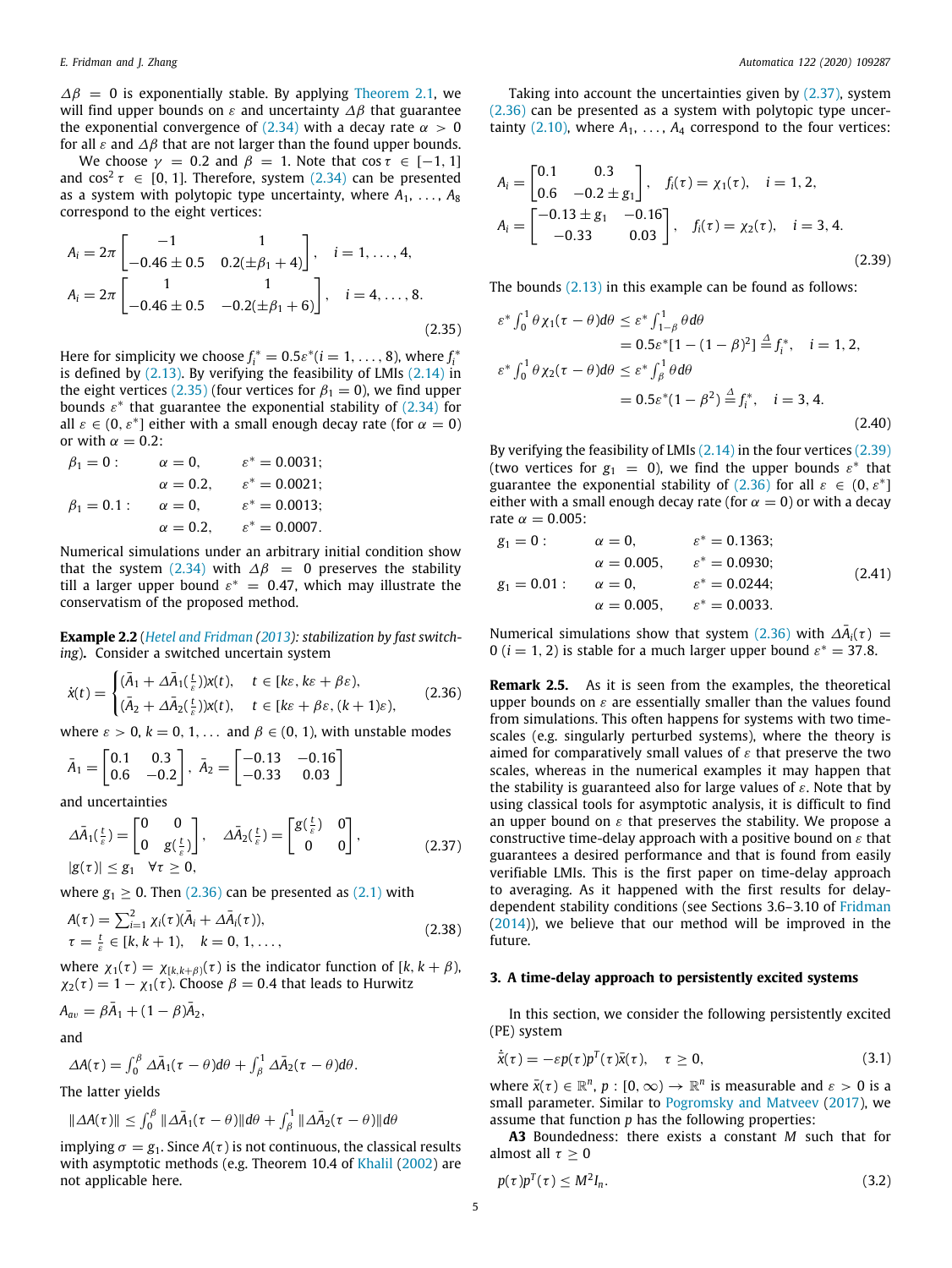$\Delta\beta = 0$ is exponentially stable. By applying Theorem 2.1, we will find upper bounds on $\varepsilon$ and uncertainty $\Delta\beta$ that guarantee the exponential convergence of (2.34) with a decay rate $\alpha > 0$ for all $\varepsilon$ and $\Delta\beta$ that are not larger than the found upper bounds.

We choose $\gamma = 0.2$ and $\beta = 1$. Note that $\cos\tau \in [-1, 1]$ and $\cos^2\tau \in [0, 1]$. Therefore, system (2.34) can be presented as a system with polytopic type uncertainty, where $A_1, \ldots, A_8$ correspond to the eight vertices:

$$
\begin{aligned}
A_i &= 2\pi \begin{bmatrix} -1 & 1 \\ -0.46 \pm 0.5 & 0.2(\pm\beta_1 + 4) \end{bmatrix}, \quad i = 1, \ldots, 4, \\
A_i &= 2\pi \begin{bmatrix} 1 & 1 \\ -0.46 \pm 0.5 & -0.2(\pm\beta_1 + 6) \end{bmatrix}, \quad i = 4, \ldots, 8.
\end{aligned}
\tag{2.35}
$$

Here for simplicity we choose $f_i^* = 0.5\varepsilon^* (i = 1, \ldots, 8)$, where $f_i^*$ is defined by (2.13). By verifying the feasibility of LMIs (2.14) in the eight vertices (2.35) (four vertices for $\beta_1 = 0$), we find upper bounds $\varepsilon^*$ that guarantee the exponential stability of (2.34) for all $\varepsilon \in (0, \varepsilon^*]$ either with a small enough decay rate (for $\alpha = 0$) or with $\alpha = 0.2$:

$$
\begin{aligned}
\beta_1 = 0: \quad & \alpha = 0, && \varepsilon^* = 0.0031; \\
& \alpha = 0.2, && \varepsilon^* = 0.0021; \\
\beta_1 = 0.1: \quad & \alpha = 0, && \varepsilon^* = 0.0013; \\
& \alpha = 0.2, && \varepsilon^* = 0.0007.
\end{aligned}
$$

Numerical simulations under an arbitrary initial condition show that the system (2.34) with $\Delta\beta = 0$ preserves the stability till a larger upper bound $\varepsilon^* = 0.47$, which may illustrate the conservatism of the proposed method.

**Example 2.2** (*Hetel and Fridman (2013): stabilization by fast switching*). Consider a switched uncertain system

$$
\dot{x}(t) = \begin{cases} (\bar{A}_1 + \Delta\bar{A}_1(\tfrac{t}{\varepsilon}))x(t), & t \in [k\varepsilon, k\varepsilon + \beta\varepsilon), \\ (\bar{A}_2 + \Delta\bar{A}_2(\tfrac{t}{\varepsilon}))x(t), & t \in [k\varepsilon + \beta\varepsilon, (k+1)\varepsilon), \end{cases}
\tag{2.36}
$$

where $\varepsilon > 0$, $k = 0, 1, \ldots$ and $\beta \in (0, 1)$, with unstable modes

$$
\bar{A}_1 = \begin{bmatrix} 0.1 & 0.3 \\ 0.6 & -0.2 \end{bmatrix}, \quad \bar{A}_2 = \begin{bmatrix} -0.13 & -0.16 \\ -0.33 & 0.03 \end{bmatrix}
$$

and uncertainties

$$
\begin{aligned}
&\Delta\bar{A}_1(\tfrac{t}{\varepsilon}) = \begin{bmatrix} 0 & 0 \\ 0 & g(\tfrac{t}{\varepsilon}) \end{bmatrix}, \quad \Delta\bar{A}_2(\tfrac{t}{\varepsilon}) = \begin{bmatrix} g(\tfrac{t}{\varepsilon}) & 0 \\ 0 & 0 \end{bmatrix}, \\
&|g(\tau)| \le g_1 \quad \forall \tau \ge 0,
\end{aligned}
\tag{2.37}
$$

where $g_1 \ge 0$. Then (2.36) can be presented as (2.1) with

$$
\begin{aligned}
&A(\tau) = \textstyle\sum_{i=1}^{2} \chi_i(\tau)(\bar{A}_i + \Delta\bar{A}_i(\tau)), \\
&\tau = \tfrac{t}{\varepsilon} \in [k, k+1), \quad k = 0, 1, \ldots,
\end{aligned}
\tag{2.38}
$$

where $\chi_1(\tau) = \chi_{[k,k+\beta)}(\tau)$ is the indicator function of $[k, k+\beta)$, $\chi_2(\tau) = 1 - \chi_1(\tau)$. Choose $\beta = 0.4$ that leads to Hurwitz

$$
A_{av} = \beta\bar{A}_1 + (1-\beta)\bar{A}_2,
$$

and

$$
\Delta A(\tau) = \int_0^\beta \Delta\bar{A}_1(\tau - \theta)d\theta + \int_\beta^1 \Delta\bar{A}_2(\tau - \theta)d\theta.
$$

The latter yields

$$
\|\Delta A(\tau)\| \le \int_0^\beta \|\Delta\bar{A}_1(\tau - \theta)\|d\theta + \int_\beta^1 \|\Delta\bar{A}_2(\tau - \theta)\|d\theta
$$

implying $\sigma = g_1$. Since $A(\tau)$ is not continuous, the classical results with asymptotic methods (e.g. Theorem 10.4 of Khalil (2002)) are not applicable here.

Taking into account the uncertainties given by (2.37), system (2.36) can be presented as a system with polytopic type uncertainty (2.10), where $A_1, \ldots, A_4$ correspond to the four vertices:

$$
\begin{aligned}
A_i &= \begin{bmatrix} 0.1 & 0.3 \\ 0.6 & -0.2 \pm g_1 \end{bmatrix}, \quad f_i(\tau) = \chi_1(\tau), \quad i = 1, 2, \\
A_i &= \begin{bmatrix} -0.13 \pm g_1 & -0.16 \\ -0.33 & 0.03 \end{bmatrix}, \quad f_i(\tau) = \chi_2(\tau), \quad i = 3, 4.
\end{aligned}
\tag{2.39}
$$

The bounds (2.13) in this example can be found as follows:

$$
\begin{aligned}
\varepsilon^* \int_0^1 \theta\chi_1(\tau - \theta)d\theta &\le \varepsilon^* \int_{1-\beta}^1 \theta d\theta \\
&= 0.5\varepsilon^*[1 - (1-\beta)^2] \triangleq f_i^*, \quad i = 1, 2, \\
\varepsilon^* \int_0^1 \theta\chi_2(\tau - \theta)d\theta &\le \varepsilon^* \int_\beta^1 \theta d\theta \\
&= 0.5\varepsilon^*(1 - \beta^2) \triangleq f_i^*, \quad i = 3, 4.
\end{aligned}
\tag{2.40}
$$

By verifying the feasibility of LMIs (2.14) in the four vertices (2.39) (two vertices for $g_1 = 0$), we find the upper bounds $\varepsilon^*$ that guarantee the exponential stability of (2.36) for all $\varepsilon \in (0, \varepsilon^*]$ either with a small enough decay rate (for $\alpha = 0$) or with a decay rate $\alpha = 0.005$:

$$
\begin{aligned}
g_1 = 0: \quad & \alpha = 0, && \varepsilon^* = 0.1363; \\
& \alpha = 0.005, && \varepsilon^* = 0.0930; \\
g_1 = 0.01: \quad & \alpha = 0, && \varepsilon^* = 0.0244; \\
& \alpha = 0.005, && \varepsilon^* = 0.0033.
\end{aligned}
\tag{2.41}
$$

Numerical simulations show that system (2.36) with $\Delta\bar{A}_i(\tau) = 0$ $(i = 1, 2)$ is stable for a much larger upper bound $\varepsilon^* = 37.8$.

**Remark 2.5.** As it is seen from the examples, the theoretical upper bounds on $\varepsilon$ are essentially smaller than the values found from simulations. This often happens for systems with two time-scales (e.g. singularly perturbed systems), where the theory is aimed for comparatively small values of $\varepsilon$ that preserve the two scales, whereas in the numerical examples it may happen that the stability is guaranteed also for large values of $\varepsilon$. Note that by using classical tools for asymptotic analysis, it is difficult to find an upper bound on $\varepsilon$ that preserves the stability. We propose a constructive time-delay approach with a positive bound on $\varepsilon$ that guarantees a desired performance and that is found from easily verifiable LMIs. This is the first paper on time-delay approach to averaging. As it happened with the first results for delay-dependent stability conditions (see Sections 3.6–3.10 of Fridman (2014)), we believe that our method will be improved in the future.

## 3. A time-delay approach to persistently excited systems

In this section, we consider the following persistently excited (PE) system

$$
\dot{\bar{x}}(\tau) = -\varepsilon p(\tau)p^T(\tau)\bar{x}(\tau), \quad \tau \ge 0,
\tag{3.1}
$$

where $\bar{x}(\tau) \in \mathbb{R}^n$, $p : [0, \infty) \to \mathbb{R}^n$ is measurable and $\varepsilon > 0$ is a small parameter. Similar to Pogromsky and Matveev (2017), we assume that function $p$ has the following properties:

**A3** Boundedness: there exists a constant $M$ such that for almost all $\tau \ge 0$

$$
p(\tau)p^T(\tau) \le M^2 I_n.
\tag{3.2}
$$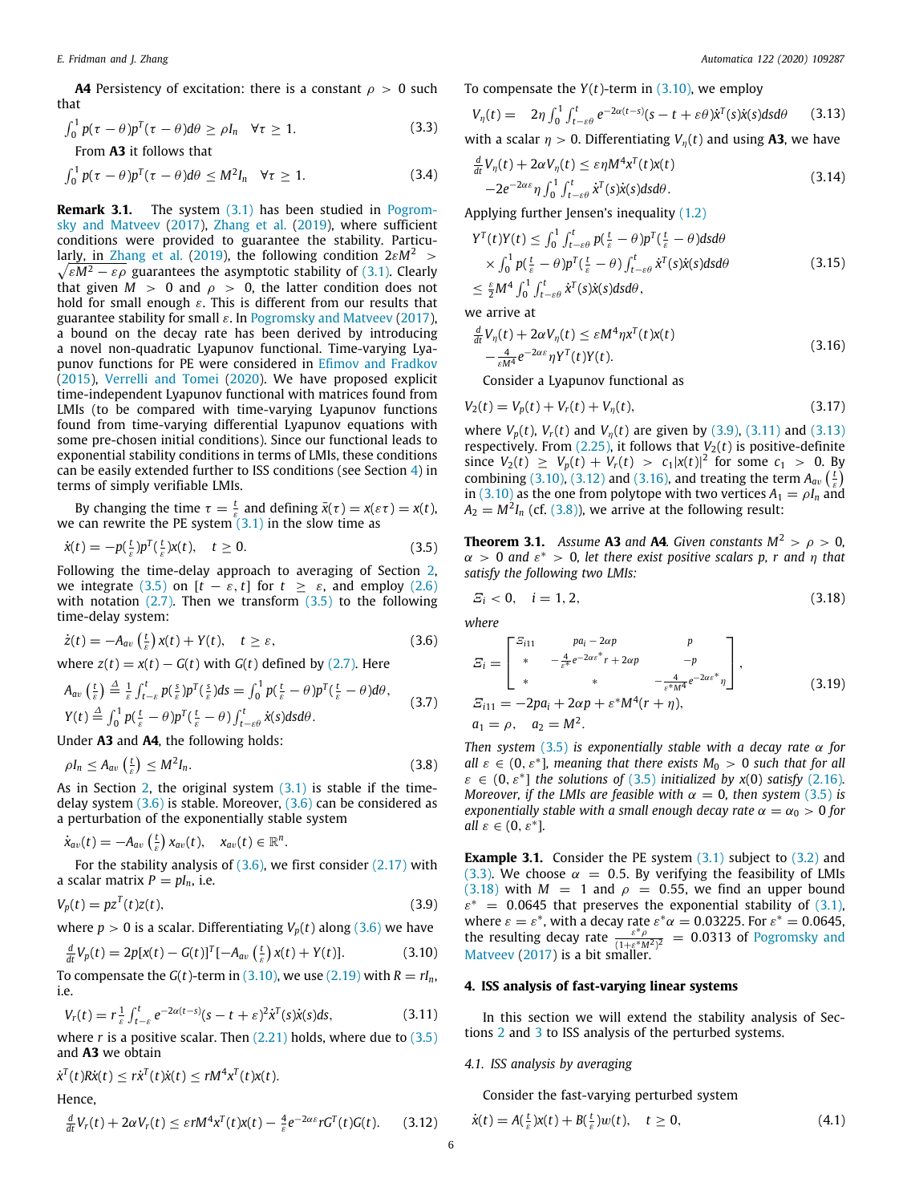**A4** Persistency of excitation: there is a constant $\rho > 0$ such that

$$\int_0^1 p(\tau-\theta)p^T(\tau-\theta)d\theta \geq \rho I_n \quad \forall \tau \geq 1. \tag{3.3}$$

From **A3** it follows that

$$\int_0^1 p(\tau-\theta)p^T(\tau-\theta)d\theta \leq M^2 I_n \quad \forall \tau \geq 1. \tag{3.4}$$

**Remark 3.1.** The system (3.1) has been studied in Pogromsky and Matveev (2017), Zhang et al. (2019), where sufficient conditions were provided to guarantee the stability. Particularly, in Zhang et al. (2019), the following condition $2\varepsilon M^2 > \sqrt{\varepsilon M^2 - \varepsilon\rho}$ guarantees the asymptotic stability of (3.1). Clearly that given $M > 0$ and $\rho > 0$, the latter condition does not hold for small enough $\varepsilon$. This is different from our results that guarantee stability for small $\varepsilon$. In Pogromsky and Matveev (2017), a bound on the decay rate has been derived by introducing a novel non-quadratic Lyapunov functional. Time-varying Lyapunov functions for PE were considered in Efimov and Fradkov (2015), Verrelli and Tomei (2020). We have proposed explicit time-independent Lyapunov functional with matrices found from LMIs (to be compared with time-varying Lyapunov functions found from time-varying differential Lyapunov equations with some pre-chosen initial conditions). Since our functional leads to exponential stability conditions in terms of LMIs, these conditions can be easily extended further to ISS conditions (see Section 4) in terms of simply verifiable LMIs.

By changing the time $\tau = \frac{t}{\varepsilon}$ and defining $\bar{x}(\tau) = x(\varepsilon\tau) = x(t)$, we can rewrite the PE system (3.1) in the slow time as

$$\dot{x}(t) = -p(\tfrac{t}{\varepsilon})p^T(\tfrac{t}{\varepsilon})x(t), \quad t \geq 0. \tag{3.5}$$

Following the time-delay approach to averaging of Section 2, we integrate (3.5) on $[t-\varepsilon, t]$ for $t \geq \varepsilon$, and employ (2.6) with notation (2.7). Then we transform (3.5) to the following time-delay system:

$$\dot{z}(t) = -A_{av}\left(\tfrac{t}{\varepsilon}\right)x(t) + Y(t), \quad t \geq \varepsilon, \tag{3.6}$$

where $z(t) = x(t) - G(t)$ with $G(t)$ defined by (2.7). Here

$$\begin{aligned} A_{av}\left(\tfrac{t}{\varepsilon}\right) &\triangleq \tfrac{1}{\varepsilon}\int_{t-\varepsilon}^t p(\tfrac{s}{\varepsilon})p^T(\tfrac{s}{\varepsilon})ds = \int_0^1 p(\tfrac{t}{\varepsilon}-\theta)p^T(\tfrac{t}{\varepsilon}-\theta)d\theta, \\ Y(t) &\triangleq \int_0^1 p(\tfrac{t}{\varepsilon}-\theta)p^T(\tfrac{t}{\varepsilon}-\theta)\int_{t-\varepsilon\theta}^t \dot{x}(s)dsd\theta. \end{aligned} \tag{3.7}$$

Under **A3** and **A4**, the following holds:

$$\rho I_n \leq A_{av}\left(\tfrac{t}{\varepsilon}\right) \leq M^2 I_n. \tag{3.8}$$

As in Section 2, the original system (3.1) is stable if the time-delay system (3.6) is stable. Moreover, (3.6) can be considered as a perturbation of the exponentially stable system

$$\dot{x}_{av}(t) = -A_{av}\left(\tfrac{t}{\varepsilon}\right)x_{av}(t), \quad x_{av}(t) \in \mathbb{R}^n.$$

For the stability analysis of (3.6), we first consider (2.17) with a scalar matrix $P = pI_n$, i.e.

$$V_p(t) = pz^T(t)z(t), \tag{3.9}$$

where $p > 0$ is a scalar. Differentiating $V_p(t)$ along (3.6) we have

$$\tfrac{d}{dt}V_p(t) = 2p[x(t) - G(t)]^T[-A_{av}\left(\tfrac{t}{\varepsilon}\right)x(t) + Y(t)]. \tag{3.10}$$

To compensate the $G(t)$-term in (3.10), we use (2.19) with $R = rI_n$, i.e.

$$V_r(t) = r\tfrac{1}{\varepsilon}\int_{t-\varepsilon}^t e^{-2\alpha(t-s)}(s-t+\varepsilon)^2\dot{x}^T(s)\dot{x}(s)ds, \tag{3.11}$$

where $r$ is a positive scalar. Then (2.21) holds, where due to (3.5) and **A3** we obtain

$$\dot{x}^T(t)R\dot{x}(t) \leq r\dot{x}^T(t)\dot{x}(t) \leq rM^4x^T(t)x(t).$$

Hence,

$$\tfrac{d}{dt}V_r(t) + 2\alpha V_r(t) \leq \varepsilon rM^4x^T(t)x(t) - \tfrac{4}{\varepsilon}e^{-2\alpha\varepsilon}rG^T(t)G(t). \tag{3.12}$$

To compensate the $Y(t)$-term in (3.10), we employ

$$V_\eta(t) = \quad 2\eta\int_0^1\int_{t-\varepsilon\theta}^t e^{-2\alpha(t-s)}(s-t+\varepsilon\theta)\dot{x}^T(s)\dot{x}(s)dsd\theta \tag{3.13}$$

with a scalar $\eta > 0$. Differentiating $V_\eta(t)$ and using **A3**, we have

$$\begin{aligned} &\tfrac{d}{dt}V_\eta(t) + 2\alpha V_\eta(t) \leq \varepsilon\eta M^4x^T(t)x(t) \\ &\quad -2e^{-2\alpha\varepsilon}\eta\int_0^1\int_{t-\varepsilon\theta}^t \dot{x}^T(s)\dot{x}(s)dsd\theta. \end{aligned} \tag{3.14}$$

Applying further Jensen's inequality (1.2)

$$\begin{aligned} &Y^T(t)Y(t) \leq \int_0^1\int_{t-\varepsilon\theta}^t p(\tfrac{t}{\varepsilon}-\theta)p^T(\tfrac{t}{\varepsilon}-\theta)dsd\theta \\ &\quad\times\int_0^1 p(\tfrac{t}{\varepsilon}-\theta)p^T(\tfrac{t}{\varepsilon}-\theta)\int_{t-\varepsilon\theta}^t \dot{x}^T(s)\dot{x}(s)dsd\theta \\ &\leq \tfrac{\varepsilon}{2}M^4\int_0^1\int_{t-\varepsilon\theta}^t \dot{x}^T(s)\dot{x}(s)dsd\theta, \end{aligned} \tag{3.15}$$

we arrive at

$$\begin{aligned} &\tfrac{d}{dt}V_\eta(t) + 2\alpha V_\eta(t) \leq \varepsilon M^4\eta x^T(t)x(t) \\ &\quad -\tfrac{4}{\varepsilon M^4}e^{-2\alpha\varepsilon}\eta Y^T(t)Y(t). \end{aligned} \tag{3.16}$$

Consider a Lyapunov functional as

$$V_2(t) = V_p(t) + V_r(t) + V_\eta(t), \tag{3.17}$$

where $V_p(t)$, $V_r(t)$ and $V_\eta(t)$ are given by (3.9), (3.11) and (3.13) respectively. From (2.25), it follows that $V_2(t)$ is positive-definite since $V_2(t) \geq V_p(t) + V_r(t) > c_1|x(t)|^2$ for some $c_1 > 0$. By combining (3.10), (3.12) and (3.16), and treating the term $A_{av}\left(\frac{t}{\varepsilon}\right)$ in (3.10) as the one from polytope with two vertices $A_1 = \rho I_n$ and $A_2 = M^2I_n$ (cf. (3.8)), we arrive at the following result:

**Theorem 3.1.** *Assume* **A3** *and* **A4**. *Given constants $M^2 > \rho > 0$, $\alpha > 0$ and $\varepsilon^* > 0$, let there exist positive scalars $p$, $r$ and $\eta$ that satisfy the following two LMIs:*

$$\Xi_i < 0, \quad i = 1, 2, \tag{3.18}$$

*where*

$$\begin{aligned} \Xi_i &= \begin{bmatrix} \Xi_{i11} & pa_i - 2\alpha p & p \\ * & -\frac{4}{\varepsilon^*}e^{-2\alpha\varepsilon^*}r + 2\alpha p & -p \\ * & * & -\frac{4}{\varepsilon^* M^4}e^{-2\alpha\varepsilon^*}\eta \end{bmatrix}, \\ \Xi_{i11} &= -2pa_i + 2\alpha p + \varepsilon^* M^4(r+\eta), \\ a_1 &= \rho, \quad a_2 = M^2. \end{aligned} \tag{3.19}$$

*Then system (3.5) is exponentially stable with a decay rate $\alpha$ for all $\varepsilon \in (0, \varepsilon^*]$, meaning that there exists $M_0 > 0$ such that for all $\varepsilon \in (0, \varepsilon^*]$ the solutions of (3.5) initialized by $x(0)$ satisfy (2.16). Moreover, if the LMIs are feasible with $\alpha = 0$, then system (3.5) is exponentially stable with a small enough decay rate $\alpha = \alpha_0 > 0$ for all $\varepsilon \in (0, \varepsilon^*]$.*

**Example 3.1.** Consider the PE system (3.1) subject to (3.2) and (3.3). We choose $\alpha = 0.5$. By verifying the feasibility of LMIs (3.18) with $M = 1$ and $\rho = 0.55$, we find an upper bound $\varepsilon^* = 0.0645$ that preserves the exponential stability of (3.1), where $\varepsilon = \varepsilon^*$, with a decay rate $\varepsilon^*\alpha = 0.03225$. For $\varepsilon^* = 0.0645$, the resulting decay rate $\frac{\varepsilon^*\rho}{(1+\varepsilon^* M^2)^2} = 0.0313$ of Pogromsky and Matveev (2017) is a bit smaller.

## 4. ISS analysis of fast-varying linear systems

In this section we will extend the stability analysis of Sections 2 and 3 to ISS analysis of the perturbed systems.

### 4.1. ISS analysis by averaging

Consider the fast-varying perturbed system

$$\dot{x}(t) = A(\tfrac{t}{\varepsilon})x(t) + B(\tfrac{t}{\varepsilon})w(t), \quad t \geq 0, \tag{4.1}$$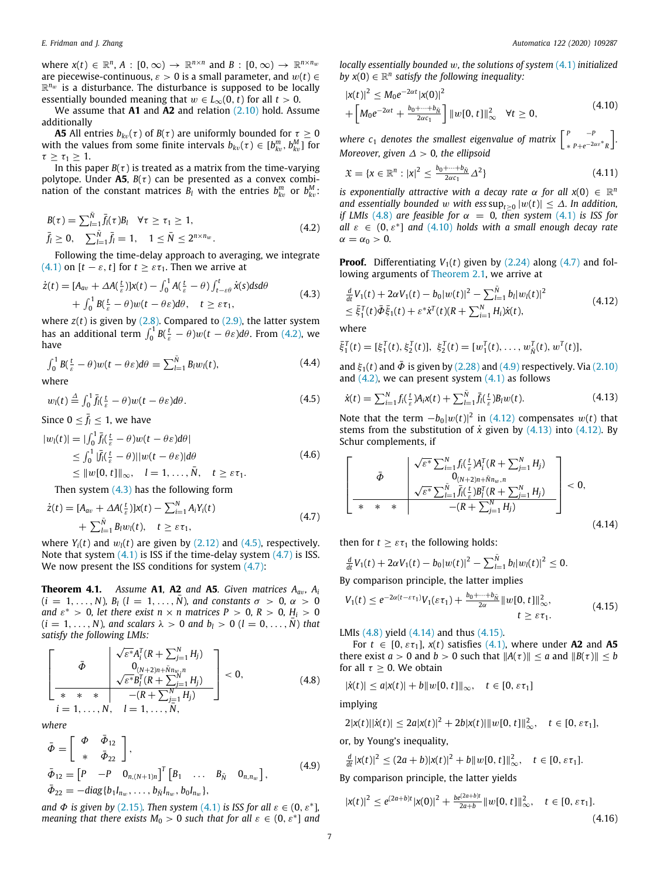where $x(t) \in \mathbb{R}^n$, $A : [0, \infty) \to \mathbb{R}^{n\times n}$ and $B : [0, \infty) \to \mathbb{R}^{n\times n_w}$ are piecewise-continuous, $\varepsilon > 0$ is a small parameter, and $w(t) \in \mathbb{R}^{n_w}$ is a disturbance. The disturbance is supposed to be locally essentially bounded meaning that $w \in L_\infty(0, t)$ for all $t > 0$.

We assume that **A1** and **A2** and relation (2.10) hold. Assume additionally

**A5** All entries $b_{kv}(\tau)$ of $B(\tau)$ are uniformly bounded for $\tau \geq 0$ with the values from some finite intervals $b_{kv}(\tau) \in [b^m_{kv}, b^M_{kv}]$ for $\tau \geq \tau_1 \geq 1$.

In this paper $B(\tau)$ is treated as a matrix from the time-varying polytope. Under **A5**, $B(\tau)$ can be presented as a convex combination of the constant matrices $B_l$ with the entries $b^m_{kv}$ or $b^M_{kv}$:

$$
\begin{aligned}
&B(\tau) = \sum_{l=1}^{\bar N} \bar f_l(\tau) B_l \quad \forall \tau \geq \tau_1 \geq 1, \\
&\bar f_l \geq 0, \quad \sum_{l=1}^{\bar N} \bar f_l = 1, \quad 1 \leq \bar N \leq 2^{n\times n_w}.
\end{aligned} \tag{4.2}
$$

Following the time-delay approach to averaging, we integrate (4.1) on $[t - \varepsilon, t]$ for $t \geq \varepsilon\tau_1$. Then we arrive at

$$
\begin{aligned}
\dot z(t) = {}& [A_{av} + \Delta A(\tfrac{t}{\varepsilon})]x(t) - \int_0^1 A(\tfrac{t}{\varepsilon} - \theta) \int_{t-\varepsilon\theta}^t \dot x(s) ds d\theta \\
&+ \int_0^1 B(\tfrac{t}{\varepsilon} - \theta) w(t - \theta\varepsilon) d\theta, \quad t \geq \varepsilon\tau_1,
\end{aligned} \tag{4.3}
$$

where $z(t)$ is given by (2.8). Compared to (2.9), the latter system has an additional term $\int_0^1 B(\frac{t}{\varepsilon} - \theta) w(t - \theta\varepsilon) d\theta$. From (4.2), we have

$$
\int_0^1 B(\tfrac{t}{\varepsilon} - \theta) w(t - \theta\varepsilon) d\theta = \sum_{l=1}^{\bar N} B_l w_l(t), \tag{4.4}
$$

where

$$
w_l(t) \triangleq \int_0^1 \bar f_l(\tfrac{t}{\varepsilon} - \theta) w(t - \theta\varepsilon) d\theta. \tag{4.5}
$$

Since $0 \leq \bar f_l \leq 1$, we have

$$
\begin{aligned}
|w_l(t)| &= |\int_0^1 \bar f_l(\tfrac{t}{\varepsilon} - \theta) w(t - \theta\varepsilon) d\theta| \\
&\leq \int_0^1 |\bar f_l(\tfrac{t}{\varepsilon} - \theta)||w(t - \theta\varepsilon)| d\theta \\
&\leq \|w[0, t]\|_\infty, \quad l = 1, \dots, \bar N, \quad t \geq \varepsilon\tau_1.
\end{aligned} \tag{4.6}
$$

Then system (4.3) has the following form

$$
\begin{aligned}
\dot z(t) = {}& [A_{av} + \Delta A(\tfrac{t}{\varepsilon})]x(t) - \sum_{i=1}^N A_i Y_i(t) \\
&+ \sum_{l=1}^{\bar N} B_l w_l(t), \quad t \geq \varepsilon\tau_1,
\end{aligned} \tag{4.7}
$$

where $Y_i(t)$ and $w_l(t)$ are given by (2.12) and (4.5), respectively. Note that system (4.1) is ISS if the time-delay system (4.7) is ISS. We now present the ISS conditions for system (4.7):

**Theorem 4.1.** *Assume* **A1**, **A2** *and* **A5**. *Given matrices $A_{av}$, $A_i$ $(i = 1, \dots, N)$, $B_l$ $(l = 1, \dots, \bar N)$, and constants $\sigma > 0$, $\alpha > 0$ and $\varepsilon^* > 0$, let there exist $n \times n$ matrices $P > 0$, $R > 0$, $H_i > 0$ $(i = 1, \dots, N)$, and scalars $\lambda > 0$ and $b_l > 0$ $(l = 0, \dots, \bar N)$ that satisfy the following LMIs:*

$$
\left[\begin{array}{c|c}
\bar\Phi & \begin{array}{c}\sqrt{\varepsilon^*} A_i^T (R + \sum_{j=1}^N H_j) \\ 0_{(N+2)n+\bar N n_w, n} \\ \sqrt{\varepsilon^*} B_l^T (R + \sum_{j=1}^N H_j)\end{array} \\ \hline
* \;\; * \;\; * & -(R + \sum_{j=1}^N H_j)
\end{array}\right] < 0, \tag{4.8}
$$

$$
i = 1, \dots, N, \quad l = 1, \dots, \bar N,
$$

*where*

$$
\begin{aligned}
&\bar\Phi = \begin{bmatrix} \Phi & \bar\Phi_{12} \\ * & \bar\Phi_{22} \end{bmatrix}, \\
&\bar\Phi_{12} = \begin{bmatrix} P & -P & 0_{n,(N+1)n} \end{bmatrix}^T \begin{bmatrix} B_1 & \dots & B_{\bar N} & 0_{n,n_w} \end{bmatrix}, \\
&\bar\Phi_{22} = -diag\{b_1 I_{n_w}, \dots, b_{\bar N} I_{n_w}, b_0 I_{n_w}\},
\end{aligned} \tag{4.9}
$$

*and $\Phi$ is given by (2.15). Then system (4.1) is ISS for all $\varepsilon \in (0, \varepsilon^*]$, meaning that there exists $M_0 > 0$ such that for all $\varepsilon \in (0, \varepsilon^*]$ and locally essentially bounded $w$, the solutions of system (4.1) initialized by $x(0) \in \mathbb{R}^n$ satisfy the following inequality:*

$$
\begin{aligned}
&|x(t)|^2 \leq M_0 e^{-2\alpha t}|x(0)|^2 \\
&+ \left[M_0 e^{-2\alpha t} + \tfrac{b_0 + \dots + b_{\bar N}}{2\alpha c_1}\right] \|w[0, t]\|^2_\infty \quad \forall t \geq 0,
\end{aligned} \tag{4.10}
$$

*where $c_1$ denotes the smallest eigenvalue of matrix $\begin{bmatrix} P & -P \\ * & P + e^{-2\alpha\varepsilon^*} R \end{bmatrix}$. Moreover, given $\Delta > 0$, the ellipsoid*

$$
\mathfrak{X} = \{x \in \mathbb{R}^n : |x|^2 \leq \tfrac{b_0 + \dots + b_{\bar N}}{2\alpha c_1} \Delta^2\} \tag{4.11}
$$

*is exponentially attractive with a decay rate $\alpha$ for all $x(0) \in \mathbb{R}^n$ and essentially bounded $w$ with $\mathrm{ess\,sup}_{t\geq 0} |w(t)| \leq \Delta$. In addition, if LMIs (4.8) are feasible for $\alpha = 0$, then system (4.1) is ISS for all $\varepsilon \in (0, \varepsilon^*]$ and (4.10) holds with a small enough decay rate $\alpha = \alpha_0 > 0$.*

**Proof.** Differentiating $V_1(t)$ given by (2.24) along (4.7) and following arguments of Theorem 2.1, we arrive at

$$
\begin{aligned}
&\tfrac{d}{dt} V_1(t) + 2\alpha V_1(t) - b_0 |w(t)|^2 - \sum_{l=1}^{\bar N} b_l |w_l(t)|^2 \\
&\leq \bar\xi_1^T(t) \bar\Phi \bar\xi_1(t) + \varepsilon^* \dot x^T(t)(R + \sum_{i=1}^N H_i)\dot x(t),
\end{aligned} \tag{4.12}
$$

where

$$
\bar\xi_1^T(t) = [\xi_1^T(t), \xi_2^T(t)], \quad \xi_2^T(t) = [w_1^T(t), \dots, w_{\bar N}^T(t), w^T(t)],
$$

and $\xi_1(t)$ and $\bar\Phi$ is given by (2.28) and (4.9) respectively. Via (2.10) and (4.2), we can present system (4.1) as follows

$$
\dot x(t) = \sum_{i=1}^N f_i(\tfrac{t}{\varepsilon}) A_i x(t) + \sum_{l=1}^{\bar N} \bar f_l(\tfrac{t}{\varepsilon}) B_l w(t). \tag{4.13}
$$

Note that the term $-b_0|w(t)|^2$ in (4.12) compensates $w(t)$ that stems from the substitution of $\dot x$ given by (4.13) into (4.12). By Schur complements, if

$$
\left[\begin{array}{c|c}
\bar\Phi & \begin{array}{c}\sqrt{\varepsilon^*} \sum_{i=1}^N f_i(\frac{t}{\varepsilon}) A_i^T (R + \sum_{j=1}^N H_j) \\ 0_{(N+2)n+\bar N n_w, n} \\ \sqrt{\varepsilon^*} \sum_{l=1}^{\bar N} \bar f_l(\frac{t}{\varepsilon}) B_l^T (R + \sum_{j=1}^N H_j)\end{array} \\ \hline
* \;\; * \;\; * & -(R + \sum_{j=1}^N H_j)
\end{array}\right] < 0, \tag{4.14}
$$

then for $t \geq \varepsilon\tau_1$ the following holds:

$$
\tfrac{d}{dt} V_1(t) + 2\alpha V_1(t) - b_0|w(t)|^2 - \sum_{l=1}^{\bar N} b_l |w_l(t)|^2 \leq 0.
$$

By comparison principle, the latter implies

$$
\begin{aligned}
V_1(t) \leq e^{-2\alpha(t-\varepsilon\tau_1)} V_1(\varepsilon\tau_1) + \tfrac{b_0 + \dots + b_{\bar N}}{2\alpha} \|w[0, t]\|^2_\infty, \\
t \geq \varepsilon\tau_1.
\end{aligned} \tag{4.15}
$$

LMIs (4.8) yield (4.14) and thus (4.15).

For $t \in [0, \varepsilon\tau_1]$, $x(t)$ satisfies (4.1), where under **A2** and **A5** there exist $a > 0$ and $b > 0$ such that $\|A(\tau)\| \leq a$ and $\|B(\tau)\| \leq b$ for all $\tau \geq 0$. We obtain

$$
|\dot x(t)| \leq a|x(t)| + b\|w[0, t]\|_\infty, \quad t \in [0, \varepsilon\tau_1]
$$

implying

$$
2|x(t)||\dot x(t)| \leq 2a|x(t)|^2 + 2b|x(t)|\|w[0, t]\|^2_\infty, \quad t \in [0, \varepsilon\tau_1],
$$

or, by Young's inequality,

$$
\tfrac{d}{dt}|x(t)|^2 \leq (2a + b)|x(t)|^2 + b\|w[0, t]\|^2_\infty, \quad t \in [0, \varepsilon\tau_1].
$$

By comparison principle, the latter yields

$$
|x(t)|^2 \leq e^{(2a+b)t}|x(0)|^2 + \tfrac{be^{(2a+b)t}}{2a+b}\|w[0, t]\|^2_\infty, \quad t \in [0, \varepsilon\tau_1]. \tag{4.16}
$$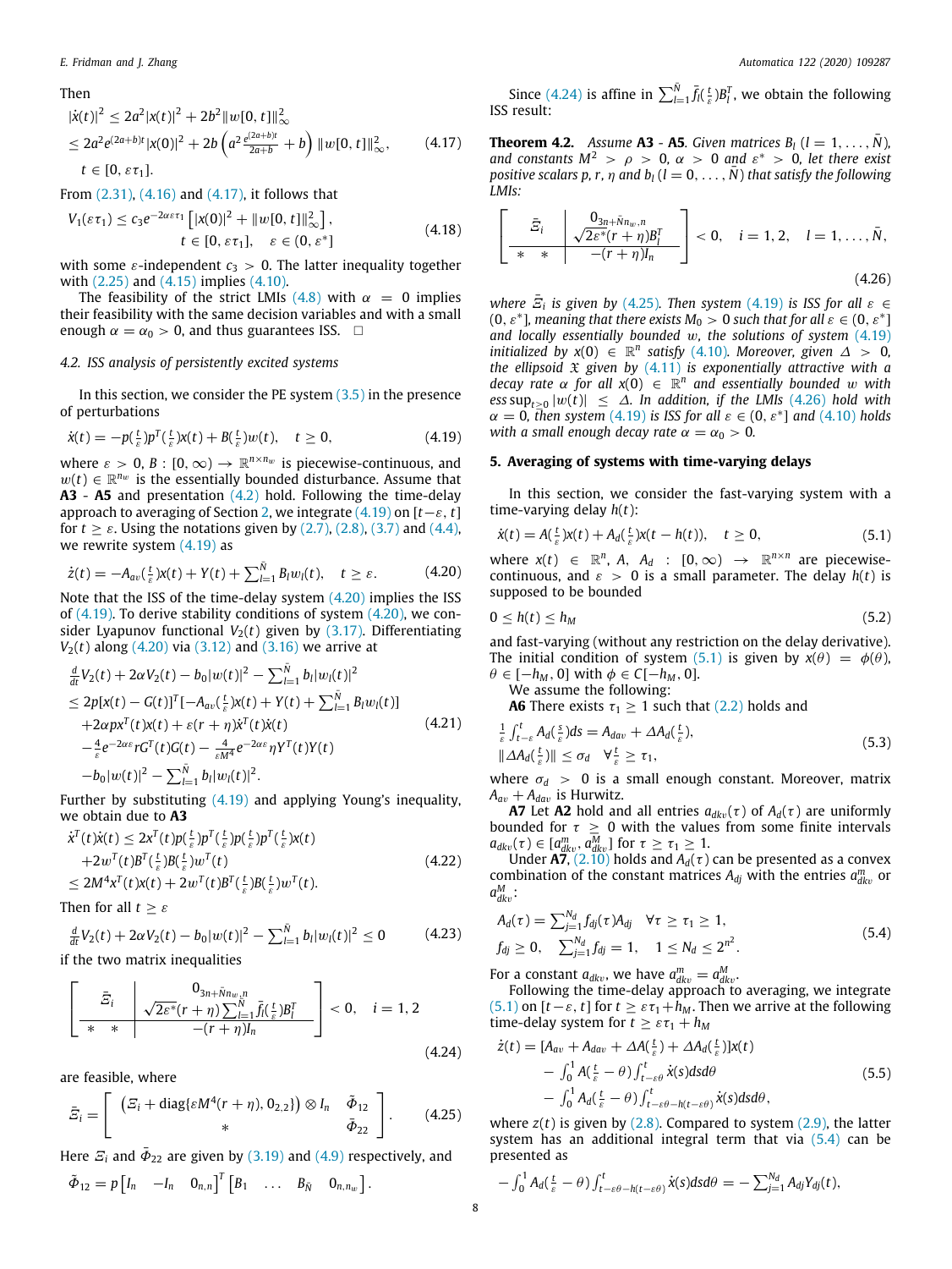Then

$$
\begin{aligned}
|\dot{x}(t)|^2 &\le 2a^2|x(t)|^2 + 2b^2\|w[0,t]\|_\infty^2 \\
&\le 2a^2 e^{(2a+b)t}|x(0)|^2 + 2b\left(a^2\tfrac{e^{(2a+b)t}}{2a+b} + b\right)\|w[0,t]\|_\infty^2, \\
&\quad t \in [0, \varepsilon\tau_1].
\end{aligned}
\tag{4.17}
$$

From (2.31), (4.16) and (4.17), it follows that

$$
\begin{aligned}
V_1(\varepsilon\tau_1) &\le c_3 e^{-2\alpha\varepsilon\tau_1}\left[|x(0)|^2 + \|w[0,t]\|_\infty^2\right], \\
&\quad t \in [0, \varepsilon\tau_1], \quad \varepsilon \in (0, \varepsilon^*]
\end{aligned}
\tag{4.18}
$$

with some $\varepsilon$-independent $c_3 > 0$. The latter inequality together with (2.25) and (4.15) implies (4.10).

The feasibility of the strict LMIs (4.8) with $\alpha = 0$ implies their feasibility with the same decision variables and with a small enough $\alpha = \alpha_0 > 0$, and thus guarantees ISS. □

### 4.2. ISS analysis of persistently excited systems

In this section, we consider the PE system (3.5) in the presence of perturbations

$$
\dot{x}(t) = -p(\tfrac{t}{\varepsilon})p^T(\tfrac{t}{\varepsilon})x(t) + B(\tfrac{t}{\varepsilon})w(t), \quad t \ge 0, \tag{4.19}
$$

where $\varepsilon > 0$, $B : [0, \infty) \to \mathbb{R}^{n\times n_w}$ is piecewise-continuous, and $w(t) \in \mathbb{R}^{n_w}$ is the essentially bounded disturbance. Assume that **A3** - **A5** and presentation (4.2) hold. Following the time-delay approach to averaging of Section 2, we integrate (4.19) on $[t-\varepsilon, t]$ for $t \ge \varepsilon$. Using the notations given by (2.7), (2.8), (3.7) and (4.4), we rewrite system (4.19) as

$$
\dot{z}(t) = -A_{av}(\tfrac{t}{\varepsilon})x(t) + Y(t) + \textstyle\sum_{l=1}^{\bar{N}} B_l w_l(t), \quad t \ge \varepsilon. \tag{4.20}
$$

Note that the ISS of the time-delay system (4.20) implies the ISS of (4.19). To derive stability conditions of system (4.20), we consider Lyapunov functional $V_2(t)$ given by (3.17). Differentiating $V_2(t)$ along (4.20) via (3.12) and (3.16) we arrive at

$$
\begin{aligned}
&\tfrac{d}{dt}V_2(t) + 2\alpha V_2(t) - b_0|w(t)|^2 - \textstyle\sum_{l=1}^{\bar{N}} b_l|w_l(t)|^2 \\
&\le 2p[x(t) - G(t)]^T[-A_{av}(\tfrac{t}{\varepsilon})x(t) + Y(t) + \textstyle\sum_{l=1}^{\bar{N}} B_l w_l(t)] \\
&\quad + 2\alpha p x^T(t)x(t) + \varepsilon(r+\eta)\dot{x}^T(t)\dot{x}(t) \\
&\quad - \tfrac{4}{\varepsilon}e^{-2\alpha\varepsilon} r G^T(t)G(t) - \tfrac{4}{\varepsilon M^4}e^{-2\alpha\varepsilon}\eta Y^T(t)Y(t) \\
&\quad - b_0|w(t)|^2 - \textstyle\sum_{l=1}^{\bar{N}} b_l|w_l(t)|^2.
\end{aligned}
\tag{4.21}
$$

Further by substituting (4.19) and applying Young's inequality, we obtain due to **A3**

$$
\begin{aligned}
\dot{x}^T(t)\dot{x}(t) &\le 2x^T(t)p(\tfrac{t}{\varepsilon})p^T(\tfrac{t}{\varepsilon})p(\tfrac{t}{\varepsilon})p^T(\tfrac{t}{\varepsilon})x(t) \\
&\quad + 2w^T(t)B^T(\tfrac{t}{\varepsilon})B(\tfrac{t}{\varepsilon})w^T(t) \\
&\le 2M^4 x^T(t)x(t) + 2w^T(t)B^T(\tfrac{t}{\varepsilon})B(\tfrac{t}{\varepsilon})w^T(t).
\end{aligned}
\tag{4.22}
$$

Then for all $t \ge \varepsilon$

$$
\tfrac{d}{dt}V_2(t) + 2\alpha V_2(t) - b_0|w(t)|^2 - \textstyle\sum_{l=1}^{\bar{N}} b_l|w_l(t)|^2 \le 0 \tag{4.23}
$$

if the two matrix inequalities

$$
\left[\begin{array}{cc|c}
\multicolumn{2}{c|}{\bar{\Xi}_i} & \begin{matrix} 0_{3n+\bar{N}n_w,n} \\ \sqrt{2\varepsilon^*}(r+\eta)\sum_{l=1}^{\bar{N}} \bar{f}_l(\tfrac{t}{\varepsilon})B_l^T \end{matrix} \\ \hline
* & * & -(r+\eta)I_n
\end{array}\right] < 0, \quad i = 1, 2
\tag{4.24}
$$

are feasible, where

$$
\bar{\Xi}_i = \begin{bmatrix} \left(\Xi_i + \mathrm{diag}\{\varepsilon M^4(r+\eta), 0_{2,2}\}\right)\otimes I_n & \bar{\Phi}_{12} \\ * & \bar{\Phi}_{22} \end{bmatrix}. \tag{4.25}
$$

Here $\Xi_i$ and $\bar{\Phi}_{22}$ are given by (3.19) and (4.9) respectively, and

$$
\bar{\Phi}_{12} = p\begin{bmatrix} I_n & -I_n & 0_{n,n} \end{bmatrix}^T \begin{bmatrix} B_1 & \ldots & B_{\bar{N}} & 0_{n,n_w} \end{bmatrix}.
$$

Since (4.24) is affine in $\sum_{l=1}^{\bar{N}} \bar{f}_l(\tfrac{t}{\varepsilon})B_l^T$, we obtain the following ISS result:

**Theorem 4.2.** *Assume* **A3** - **A5**. *Given matrices $B_l$ $(l = 1, \ldots, \bar{N})$, and constants $M^2 > \rho > 0$, $\alpha > 0$ and $\varepsilon^* > 0$, let there exist positive scalars $p$, $r$, $\eta$ and $b_l$ $(l = 0, \ldots, \bar{N})$ that satisfy the following LMIs:*

$$
\left[\begin{array}{cc|c}
\multicolumn{2}{c|}{\bar{\Xi}_i} & \begin{matrix} 0_{3n+\bar{N}n_w,n} \\ \sqrt{2\varepsilon^*}(r+\eta)B_l^T \end{matrix} \\ \hline
* & * & -(r+\eta)I_n
\end{array}\right] < 0, \quad i = 1, 2, \quad l = 1, \ldots, \bar{N},
\tag{4.26}
$$

*where $\bar{\Xi}_i$ is given by (4.25). Then system (4.19) is ISS for all $\varepsilon \in (0, \varepsilon^*]$, meaning that there exists $M_0 > 0$ such that for all $\varepsilon \in (0, \varepsilon^*]$ and locally essentially bounded $w$, the solutions of system (4.19) initialized by $x(0) \in \mathbb{R}^n$ satisfy (4.10). Moreover, given $\Delta > 0$, the ellipsoid $\mathfrak{X}$ given by (4.11) is exponentially attractive with a decay rate $\alpha$ for all $x(0) \in \mathbb{R}^n$ and essentially bounded $w$ with $\mathrm{ess\,sup}_{t\ge 0}|w(t)| \le \Delta$. In addition, if the LMIs (4.26) hold with $\alpha = 0$, then system (4.19) is ISS for all $\varepsilon \in (0, \varepsilon^*]$ and (4.10) holds with a small enough decay rate $\alpha = \alpha_0 > 0$.*

## 5. Averaging of systems with time-varying delays

In this section, we consider the fast-varying system with a time-varying delay $h(t)$:

$$
\dot{x}(t) = A(\tfrac{t}{\varepsilon})x(t) + A_d(\tfrac{t}{\varepsilon})x(t - h(t)), \quad t \ge 0, \tag{5.1}
$$

where $x(t) \in \mathbb{R}^n$, $A$, $A_d$ : $[0, \infty) \to \mathbb{R}^{n\times n}$ are piecewise-continuous, and $\varepsilon > 0$ is a small parameter. The delay $h(t)$ is supposed to be bounded

$$
0 \le h(t) \le h_M \tag{5.2}
$$

and fast-varying (without any restriction on the delay derivative). The initial condition of system (5.1) is given by $x(\theta) = \phi(\theta)$, $\theta \in [-h_M, 0]$ with $\phi \in C[-h_M, 0]$.

We assume the following:

**A6** There exists $\tau_1 \ge 1$ such that (2.2) holds and

$$
\begin{aligned}
&\tfrac{1}{\varepsilon}\textstyle\int_{t-\varepsilon}^{t} A_d(\tfrac{s}{\varepsilon})ds = A_{dav} + \Delta A_d(\tfrac{t}{\varepsilon}), \\
&\|\Delta A_d(\tfrac{t}{\varepsilon})\| \le \sigma_d \quad \forall \tfrac{t}{\varepsilon} \ge \tau_1,
\end{aligned}
\tag{5.3}
$$

where $\sigma_d > 0$ is a small enough constant. Moreover, matrix $A_{av} + A_{dav}$ is Hurwitz.

**A7** Let **A2** hold and all entries $a_{dk\nu}(\tau)$ of $A_d(\tau)$ are uniformly bounded for $\tau \ge 0$ with the values from some finite intervals $a_{dk\nu}(\tau) \in [a^m_{dk\nu}, a^M_{dk\nu}]$ for $\tau \ge \tau_1 \ge 1$.

Under **A7**, (2.10) holds and $A_d(\tau)$ can be presented as a convex combination of the constant matrices $A_{dj}$ with the entries $a^m_{dk\nu}$ or $a^M_{dk\nu}$:

$$
\begin{aligned}
&A_d(\tau) = \textstyle\sum_{j=1}^{N_d} f_{dj}(\tau)A_{dj} \quad \forall \tau \ge \tau_1 \ge 1, \\
&f_{dj} \ge 0, \quad \textstyle\sum_{j=1}^{N_d} f_{dj} = 1, \quad 1 \le N_d \le 2^{n^2}.
\end{aligned}
\tag{5.4}
$$

For a constant $a_{dk\nu}$, we have $a^m_{dk\nu} = a^M_{dk\nu}$.

Following the time-delay approach to averaging, we integrate (5.1) on $[t-\varepsilon, t]$ for $t \ge \varepsilon\tau_1 + h_M$. Then we arrive at the following time-delay system for $t \ge \varepsilon\tau_1 + h_M$

$$
\begin{aligned}
\dot{z}(t) &= [A_{av} + A_{dav} + \Delta A(\tfrac{t}{\varepsilon}) + \Delta A_d(\tfrac{t}{\varepsilon})]x(t) \\
&\quad - \textstyle\int_0^1 A(\tfrac{t}{\varepsilon} - \theta)\int_{t-\varepsilon\theta}^{t} \dot{x}(s)dsd\theta \\
&\quad - \textstyle\int_0^1 A_d(\tfrac{t}{\varepsilon} - \theta)\int_{t-\varepsilon\theta-h(t-\varepsilon\theta)}^{t} \dot{x}(s)dsd\theta,
\end{aligned}
\tag{5.5}
$$

where $z(t)$ is given by (2.8). Compared to system (2.9), the latter system has an additional integral term that via (5.4) can be presented as

$$
-\textstyle\int_0^1 A_d(\tfrac{t}{\varepsilon} - \theta)\int_{t-\varepsilon\theta-h(t-\varepsilon\theta)}^{t} \dot{x}(s)dsd\theta = -\textstyle\sum_{j=1}^{N_d} A_{dj}Y_{dj}(t),
$$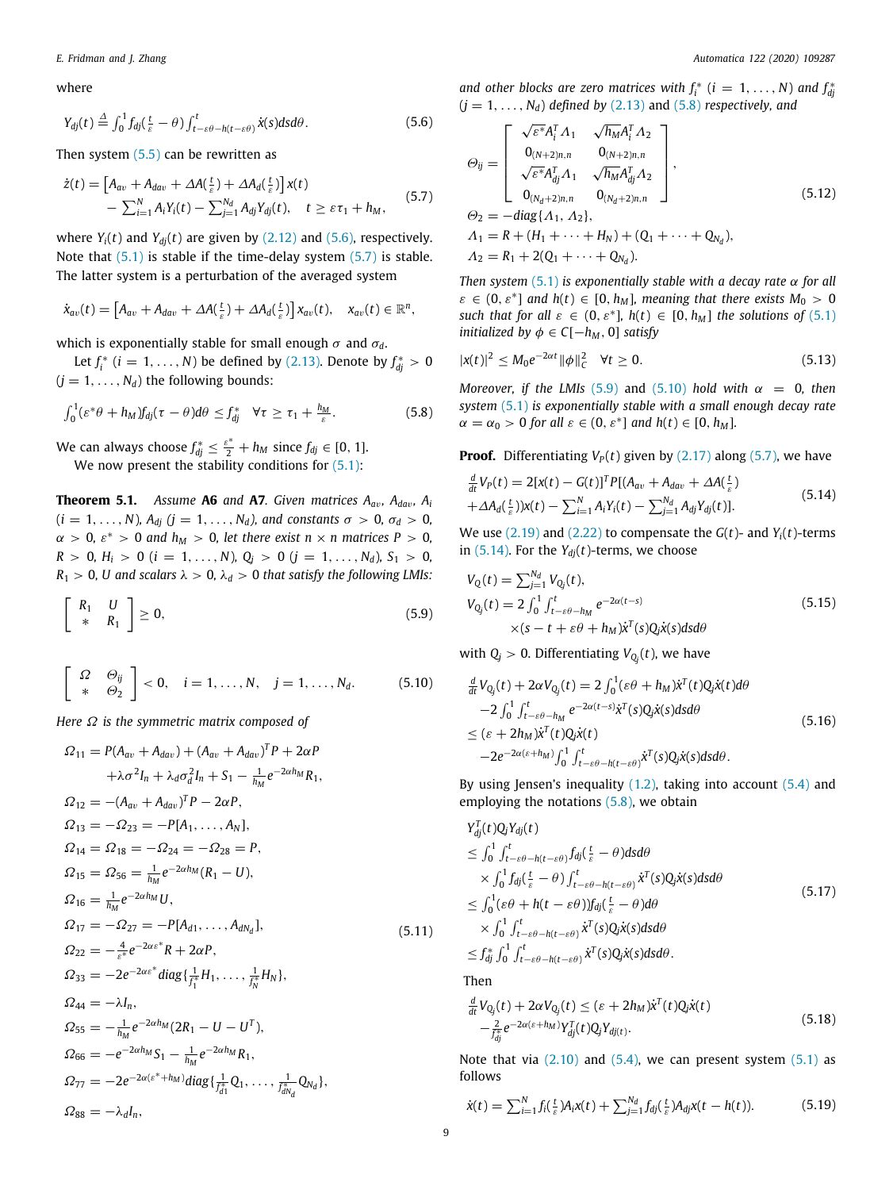where

$$Y_{dj}(t) \triangleq \int_0^1 f_{dj}(\tfrac{t}{\varepsilon}-\theta)\int_{t-\varepsilon\theta-h(t-\varepsilon\theta)}^{t}\dot{x}(s)dsd\theta. \tag{5.6}$$

Then system (5.5) can be rewritten as

$$\begin{aligned}\dot{z}(t) = &\left[A_{av}+A_{dav}+\Delta A(\tfrac{t}{\varepsilon})+\Delta A_d(\tfrac{t}{\varepsilon})\right]x(t)\\ &-\sum_{i=1}^{N}A_iY_i(t)-\sum_{j=1}^{N_d}A_{dj}Y_{dj}(t), \quad t\geq \varepsilon\tau_1+h_M,\end{aligned} \tag{5.7}$$

where $Y_i(t)$ and $Y_{dj}(t)$ are given by (2.12) and (5.6), respectively. Note that (5.1) is stable if the time-delay system (5.7) is stable. The latter system is a perturbation of the averaged system

$$\dot{x}_{av}(t) = \left[A_{av}+A_{dav}+\Delta A(\tfrac{t}{\varepsilon})+\Delta A_d(\tfrac{t}{\varepsilon})\right]x_{av}(t), \quad x_{av}(t)\in\mathbb{R}^n,$$

which is exponentially stable for small enough $\sigma$ and $\sigma_d$.

Let $f_i^*$ $(i=1,\ldots,N)$ be defined by (2.13). Denote by $f_{dj}^*>0$ $(j=1,\ldots,N_d)$ the following bounds:

$$\int_0^1(\varepsilon^*\theta+h_M)f_{dj}(\tau-\theta)d\theta \leq f_{dj}^* \quad \forall \tau\geq\tau_1+\tfrac{h_M}{\varepsilon}. \tag{5.8}$$

We can always choose $f_{dj}^*\leq\frac{\varepsilon^*}{2}+h_M$ since $f_{dj}\in[0,1]$.

We now present the stability conditions for (5.1):

**Theorem 5.1.** *Assume* **A6** *and* **A7**. *Given matrices $A_{av}$, $A_{dav}$, $A_i$ $(i=1,\ldots,N)$, $A_{dj}$ $(j=1,\ldots,N_d)$, and constants $\sigma>0$, $\sigma_d>0$, $\alpha>0$, $\varepsilon^*>0$ and $h_M>0$, let there exist $n\times n$ matrices $P>0$, $R>0$, $H_i>0$ $(i=1,\ldots,N)$, $Q_j>0$ $(j=1,\ldots,N_d)$, $S_1>0$, $R_1>0$, $U$ and scalars $\lambda>0$, $\lambda_d>0$ that satisfy the following LMIs:*

$$\begin{bmatrix} R_1 & U\\ * & R_1\end{bmatrix}\geq 0, \tag{5.9}$$

$$\begin{bmatrix} \Omega & \Theta_{ij}\\ * & \Theta_2\end{bmatrix}<0, \quad i=1,\ldots,N, \quad j=1,\ldots,N_d. \tag{5.10}$$

*Here $\Omega$ is the symmetric matrix composed of*

$$\begin{aligned}
\Omega_{11} &= P(A_{av}+A_{dav})+(A_{av}+A_{dav})^TP+2\alpha P\\
&\quad +\lambda\sigma^2 I_n+\lambda_d\sigma_d^2 I_n+S_1-\tfrac{1}{h_M}e^{-2\alpha h_M}R_1,\\
\Omega_{12} &= -(A_{av}+A_{dav})^TP-2\alpha P,\\
\Omega_{13} &= -\Omega_{23} = -P[A_1,\ldots,A_N],\\
\Omega_{14} &= \Omega_{18} = -\Omega_{24} = -\Omega_{28} = P,\\
\Omega_{15} &= \Omega_{56} = \tfrac{1}{h_M}e^{-2\alpha h_M}(R_1-U),\\
\Omega_{16} &= \tfrac{1}{h_M}e^{-2\alpha h_M}U,\\
\Omega_{17} &= -\Omega_{27} = -P[A_{d1},\ldots,A_{dN_d}],\\
\Omega_{22} &= -\tfrac{4}{\varepsilon^*}e^{-2\alpha\varepsilon^*}R+2\alpha P,\\
\Omega_{33} &= -2e^{-2\alpha\varepsilon^*}diag\{\tfrac{1}{f_1^*}H_1,\ldots,\tfrac{1}{f_N^*}H_N\},\\
\Omega_{44} &= -\lambda I_n,\\
\Omega_{55} &= -\tfrac{1}{h_M}e^{-2\alpha h_M}(2R_1-U-U^T),\\
\Omega_{66} &= -e^{-2\alpha h_M}S_1-\tfrac{1}{h_M}e^{-2\alpha h_M}R_1,\\
\Omega_{77} &= -2e^{-2\alpha(\varepsilon^*+h_M)}diag\{\tfrac{1}{f_{d1}^*}Q_1,\ldots,\tfrac{1}{f_{dN_d}^*}Q_{N_d}\},\\
\Omega_{88} &= -\lambda_d I_n,
\end{aligned} \tag{5.11}$$

*and other blocks are zero matrices with $f_i^*$ $(i=1,\ldots,N)$ and $f_{dj}^*$ $(j=1,\ldots,N_d)$ defined by (2.13) and (5.8) respectively, and*

$$\begin{aligned}
\Theta_{ij} &= \begin{bmatrix} \sqrt{\varepsilon^*}A_i^T\Lambda_1 & \sqrt{h_M}A_i^T\Lambda_2\\ 0_{(N+2)n,n} & 0_{(N+2)n,n}\\ \sqrt{\varepsilon^*}A_{dj}^T\Lambda_1 & \sqrt{h_M}A_{dj}^T\Lambda_2\\ 0_{(N_d+2)n,n} & 0_{(N_d+2)n,n}\end{bmatrix},\\
\Theta_2 &= -diag\{\Lambda_1,\Lambda_2\},\\
\Lambda_1 &= R+(H_1+\cdots+H_N)+(Q_1+\cdots+Q_{N_d}),\\
\Lambda_2 &= R_1+2(Q_1+\cdots+Q_{N_d}).
\end{aligned} \tag{5.12}$$

*Then system (5.1) is exponentially stable with a decay rate $\alpha$ for all $\varepsilon\in(0,\varepsilon^*]$ and $h(t)\in[0,h_M]$, meaning that there exists $M_0>0$ such that for all $\varepsilon\in(0,\varepsilon^*]$, $h(t)\in[0,h_M]$ the solutions of (5.1) initialized by $\phi\in C[-h_M,0]$ satisfy*

$$|x(t)|^2\leq M_0 e^{-2\alpha t}\|\phi\|_C^2 \quad \forall t\geq 0. \tag{5.13}$$

*Moreover, if the LMIs (5.9) and (5.10) hold with $\alpha=0$, then system (5.1) is exponentially stable with a small enough decay rate $\alpha=\alpha_0>0$ for all $\varepsilon\in(0,\varepsilon^*]$ and $h(t)\in[0,h_M]$.*

**Proof.** Differentiating $V_P(t)$ given by (2.17) along (5.7), we have

$$\begin{aligned}\tfrac{d}{dt}V_P(t) = &2[x(t)-G(t)]^TP[(A_{av}+A_{dav}+\Delta A(\tfrac{t}{\varepsilon})\\ &+\Delta A_d(\tfrac{t}{\varepsilon}))x(t)-\sum_{i=1}^{N}A_iY_i(t)-\sum_{j=1}^{N_d}A_{dj}Y_{dj}(t)].\end{aligned} \tag{5.14}$$

We use (2.19) and (2.22) to compensate the $G(t)$- and $Y_i(t)$-terms in (5.14). For the $Y_{dj}(t)$-terms, we choose

$$\begin{aligned}
V_Q(t) &= \sum_{j=1}^{N_d}V_{Q_j}(t),\\
V_{Q_j}(t) &= 2\int_0^1\int_{t-\varepsilon\theta-h_M}^{t}e^{-2\alpha(t-s)}\\
&\quad\times(s-t+\varepsilon\theta+h_M)\dot{x}^T(s)Q_j\dot{x}(s)dsd\theta
\end{aligned} \tag{5.15}$$

with $Q_j>0$. Differentiating $V_{Q_j}(t)$, we have

$$\begin{aligned}
\tfrac{d}{dt}V_{Q_j}(t)+2\alpha V_{Q_j}(t) &= 2\int_0^1(\varepsilon\theta+h_M)\dot{x}^T(t)Q_j\dot{x}(t)d\theta\\
&\quad -2\int_0^1\int_{t-\varepsilon\theta-h_M}^{t}e^{-2\alpha(t-s)}\dot{x}^T(s)Q_j\dot{x}(s)dsd\theta\\
&\leq(\varepsilon+2h_M)\dot{x}^T(t)Q_j\dot{x}(t)\\
&\quad -2e^{-2\alpha(\varepsilon+h_M)}\int_0^1\int_{t-\varepsilon\theta-h(t-\varepsilon\theta)}^{t}\dot{x}^T(s)Q_j\dot{x}(s)dsd\theta.
\end{aligned} \tag{5.16}$$

By using Jensen's inequality (1.2), taking into account (5.4) and employing the notations (5.8), we obtain

$$\begin{aligned}
&Y_{dj}^T(t)Q_jY_{dj}(t)\\
&\leq\int_0^1\int_{t-\varepsilon\theta-h(t-\varepsilon\theta)}^{t}f_{dj}(\tfrac{t}{\varepsilon}-\theta)dsd\theta\\
&\quad\times\int_0^1 f_{dj}(\tfrac{t}{\varepsilon}-\theta)\int_{t-\varepsilon\theta-h(t-\varepsilon\theta)}^{t}\dot{x}^T(s)Q_j\dot{x}(s)dsd\theta\\
&\leq\int_0^1(\varepsilon\theta+h(t-\varepsilon\theta))f_{dj}(\tfrac{t}{\varepsilon}-\theta)d\theta\\
&\quad\times\int_0^1\int_{t-\varepsilon\theta-h(t-\varepsilon\theta)}^{t}\dot{x}^T(s)Q_j\dot{x}(s)dsd\theta\\
&\leq f_{dj}^*\int_0^1\int_{t-\varepsilon\theta-h(t-\varepsilon\theta)}^{t}\dot{x}^T(s)Q_j\dot{x}(s)dsd\theta.
\end{aligned} \tag{5.17}$$

Then

$$\begin{aligned}\tfrac{d}{dt}V_{Q_j}(t)+2\alpha V_{Q_j}(t)&\leq(\varepsilon+2h_M)\dot{x}^T(t)Q_j\dot{x}(t)\\ &\quad-\tfrac{2}{f_{dj}^*}e^{-2\alpha(\varepsilon+h_M)}Y_{dj}^T(t)Q_jY_{dj(t)}.\end{aligned} \tag{5.18}$$

Note that via (2.10) and (5.4), we can present system (5.1) as follows

$$\dot{x}(t)=\sum_{i=1}^{N}f_i(\tfrac{t}{\varepsilon})A_ix(t)+\sum_{j=1}^{N_d}f_{dj}(\tfrac{t}{\varepsilon})A_{dj}x(t-h(t)). \tag{5.19}$$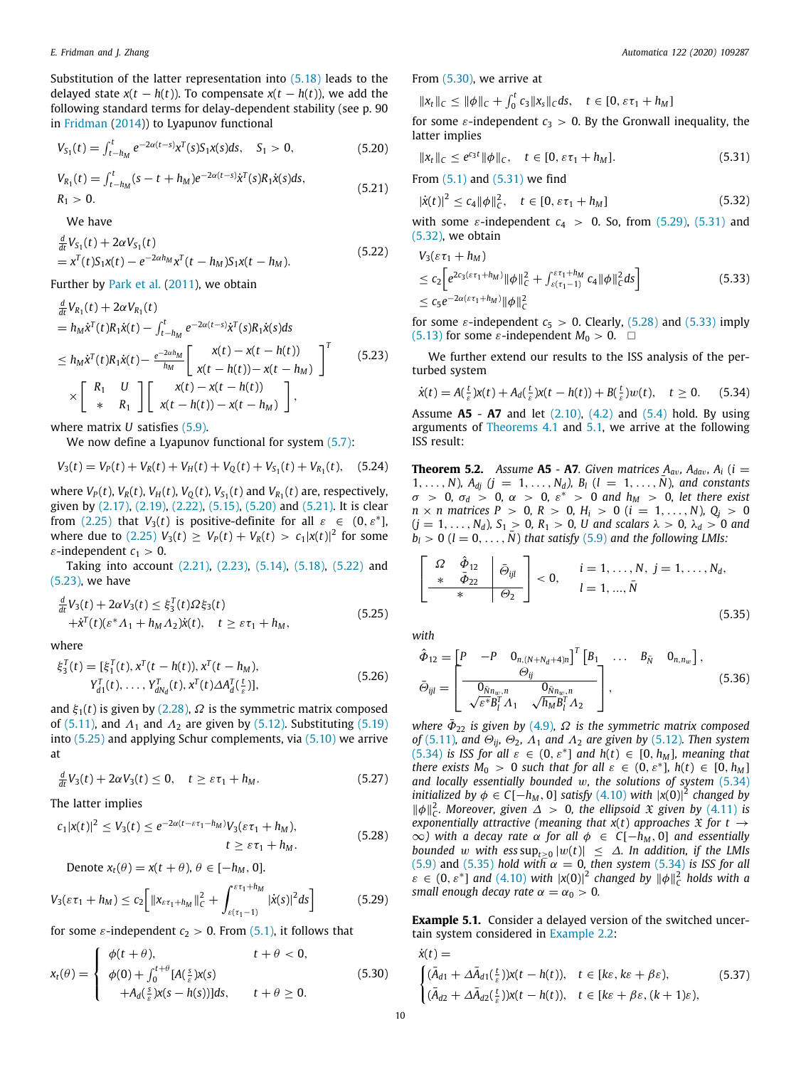Substitution of the latter representation into (5.18) leads to the delayed state $x(t-h(t))$. To compensate $x(t-h(t))$, we add the following standard terms for delay-dependent stability (see p. 90 in Fridman (2014)) to Lyapunov functional

$$V_{S_1}(t) = \int_{t-h_M}^{t} e^{-2\alpha(t-s)} x^T(s) S_1 x(s) ds, \quad S_1 > 0, \tag{5.20}$$

$$V_{R_1}(t) = \int_{t-h_M}^{t} (s-t+h_M) e^{-2\alpha(t-s)} \dot{x}^T(s) R_1 \dot{x}(s) ds, \quad R_1 > 0. \tag{5.21}$$

We have

$$\begin{aligned} &\tfrac{d}{dt} V_{S_1}(t) + 2\alpha V_{S_1}(t) \\ &= x^T(t) S_1 x(t) - e^{-2\alpha h_M} x^T(t-h_M) S_1 x(t-h_M). \end{aligned} \tag{5.22}$$

Further by Park et al. (2011), we obtain

$$\begin{aligned} &\tfrac{d}{dt} V_{R_1}(t) + 2\alpha V_{R_1}(t) \\ &= h_M \dot{x}^T(t) R_1 \dot{x}(t) - \int_{t-h_M}^{t} e^{-2\alpha(t-s)} \dot{x}^T(s) R_1 \dot{x}(s) ds \\ &\le h_M \dot{x}^T(t) R_1 \dot{x}(t) - \tfrac{e^{-2\alpha h_M}}{h_M} \begin{bmatrix} x(t) - x(t-h(t)) \\ x(t-h(t)) - x(t-h_M) \end{bmatrix}^T \\ &\times \begin{bmatrix} R_1 & U \\ * & R_1 \end{bmatrix} \begin{bmatrix} x(t) - x(t-h(t)) \\ x(t-h(t)) - x(t-h_M) \end{bmatrix}, \end{aligned} \tag{5.23}$$

where matrix $U$ satisfies (5.9).

We now define a Lyapunov functional for system (5.7):

$$V_3(t) = V_P(t) + V_R(t) + V_H(t) + V_Q(t) + V_{S_1}(t) + V_{R_1}(t), \tag{5.24}$$

where $V_P(t)$, $V_R(t)$, $V_H(t)$, $V_Q(t)$, $V_{S_1}(t)$ and $V_{R_1}(t)$ are, respectively, given by (2.17), (2.19), (2.22), (5.15), (5.20) and (5.21). It is clear from (2.25) that $V_3(t)$ is positive-definite for all $\varepsilon \in (0, \varepsilon^*]$, where due to (2.25) $V_3(t) \ge V_P(t) + V_R(t) > c_1|x(t)|^2$ for some $\varepsilon$-independent $c_1 > 0$.

Taking into account (2.21), (2.23), (5.14), (5.18), (5.22) and (5.23), we have

$$\begin{aligned} &\tfrac{d}{dt} V_3(t) + 2\alpha V_3(t) \le \xi_3^T(t) \Omega \xi_3(t) \\ &+ \dot{x}^T(t)(\varepsilon^* \Lambda_1 + h_M \Lambda_2)\dot{x}(t), \quad t \ge \varepsilon\tau_1 + h_M, \end{aligned} \tag{5.25}$$

where

$$\begin{aligned} \xi_3^T(t) = [&\xi_1^T(t), x^T(t-h(t)), x^T(t-h_M), \\ &Y_{d1}^T(t), \ldots, Y_{dN_d}^T(t), x^T(t) \Delta A_d^T(\tfrac{t}{\varepsilon})], \end{aligned} \tag{5.26}$$

and $\xi_1(t)$ is given by (2.28), $\Omega$ is the symmetric matrix composed of (5.11), and $\Lambda_1$ and $\Lambda_2$ are given by (5.12). Substituting (5.19) into (5.25) and applying Schur complements, via (5.10) we arrive at

$$\tfrac{d}{dt} V_3(t) + 2\alpha V_3(t) \le 0, \quad t \ge \varepsilon\tau_1 + h_M. \tag{5.27}$$

The latter implies

$$\begin{aligned} c_1|x(t)|^2 \le V_3(t) \le e^{-2\alpha(t-\varepsilon\tau_1-h_M)} V_3(\varepsilon\tau_1 + h_M), \\ t \ge \varepsilon\tau_1 + h_M. \end{aligned} \tag{5.28}$$

Denote $x_t(\theta) = x(t+\theta)$, $\theta \in [-h_M, 0]$.

$$V_3(\varepsilon\tau_1 + h_M) \le c_2 \Big[ \|x_{\varepsilon\tau_1+h_M}\|_C^2 + \int_{\varepsilon(\tau_1-1)}^{\varepsilon\tau_1+h_M} |\dot{x}(s)|^2 ds \Big] \tag{5.29}$$

for some $\varepsilon$-independent $c_2 > 0$. From (5.1), it follows that

$$x_t(\theta) = \begin{cases} \phi(t+\theta), & t+\theta < 0, \\ \phi(0) + \int_0^{t+\theta} [A(\tfrac{s}{\varepsilon})x(s) \\ \quad + A_d(\tfrac{s}{\varepsilon})x(s-h(s))] ds, & t+\theta \ge 0. \end{cases} \tag{5.30}$$

From (5.30), we arrive at

$$\|x_t\|_C \le \|\phi\|_C + \int_0^t c_3 \|x_s\|_C ds, \quad t \in [0, \varepsilon\tau_1 + h_M]$$

for some $\varepsilon$-independent $c_3 > 0$. By the Gronwall inequality, the latter implies

$$\|x_t\|_C \le e^{c_3 t} \|\phi\|_C, \quad t \in [0, \varepsilon\tau_1 + h_M]. \tag{5.31}$$

From (5.1) and (5.31) we find

$$|\dot{x}(t)|^2 \le c_4 \|\phi\|_C^2, \quad t \in [0, \varepsilon\tau_1 + h_M] \tag{5.32}$$

with some $\varepsilon$-independent $c_4 > 0$. So, from (5.29), (5.31) and (5.32), we obtain

$$\begin{aligned} &V_3(\varepsilon\tau_1 + h_M) \\ &\le c_2 \Big[ e^{2c_3(\varepsilon\tau_1+h_M)} \|\phi\|_C^2 + \int_{\varepsilon(\tau_1-1)}^{\varepsilon\tau_1+h_M} c_4 \|\phi\|_C^2 ds \Big] \\ &\le c_5 e^{-2\alpha(\varepsilon\tau_1+h_M)} \|\phi\|_C^2 \end{aligned} \tag{5.33}$$

for some $\varepsilon$-independent $c_5 > 0$. Clearly, (5.28) and (5.33) imply (5.13) for some $\varepsilon$-independent $M_0 > 0$. □

We further extend our results to the ISS analysis of the perturbed system

$$\dot{x}(t) = A(\tfrac{t}{\varepsilon})x(t) + A_d(\tfrac{t}{\varepsilon})x(t-h(t)) + B(\tfrac{t}{\varepsilon})w(t), \quad t \ge 0. \tag{5.34}$$

Assume **A5** - **A7** and let (2.10), (4.2) and (5.4) hold. By using arguments of Theorems 4.1 and 5.1, we arrive at the following ISS result:

**Theorem 5.2.** *Assume* **A5** - **A7**. *Given matrices $A_{av}$, $A_{dav}$, $A_i$ ($i = 1, \ldots, N$), $A_{dj}$ ($j = 1, \ldots, N_d$), $B_l$ ($l = 1, \ldots, \bar{N}$), and constants $\sigma > 0$, $\sigma_d > 0$, $\alpha > 0$, $\varepsilon^* > 0$ and $h_M > 0$, let there exist $n \times n$ matrices $P > 0$, $R > 0$, $H_i > 0$ ($i = 1, \ldots, N$), $Q_j > 0$ ($j = 1, \ldots, N_d$), $S_1 > 0$, $R_1 > 0$, $U$ and scalars $\lambda > 0$, $\lambda_d > 0$ and $b_l > 0$ ($l = 0, \ldots, \bar{N}$) that satisfy (5.9) and the following LMIs:*

$$\left[ \begin{array}{cc|c} \Omega & \hat{\Phi}_{12} & \bar{\Theta}_{ijl} \\ * & \bar{\Phi}_{22} & \\ \hline & * & \Theta_2 \end{array} \right] < 0, \quad \begin{array}{l} i = 1, \ldots, N,\ j = 1, \ldots, N_d, \\ l = 1, \ldots, \bar{N} \end{array} \tag{5.35}$$

*with*

$$\begin{aligned} \hat{\Phi}_{12} &= \begin{bmatrix} P & -P & 0_{n,(N+N_d+4)n} \end{bmatrix}^T \begin{bmatrix} B_1 & \ldots & B_{\bar{N}} & 0_{n,n_w} \end{bmatrix}, \\ \bar{\Theta}_{ijl} &= \left[ \begin{array}{cc} \multicolumn{2}{c}{\Theta_{ij}} \\ \hline 0_{\bar{N}n_w,n} & 0_{\bar{N}n_w,n} \\ \sqrt{\varepsilon^*} B_l^T \Lambda_1 & \sqrt{h_M} B_l^T \Lambda_2 \end{array} \right], \end{aligned} \tag{5.36}$$

*where $\bar{\Phi}_{22}$ is given by (4.9), $\Omega$ is the symmetric matrix composed of (5.11), and $\Theta_{ij}$, $\Theta_2$, $\Lambda_1$ and $\Lambda_2$ are given by (5.12). Then system (5.34) is ISS for all $\varepsilon \in (0, \varepsilon^*]$ and $h(t) \in [0, h_M]$, meaning that there exists $M_0 > 0$ such that for all $\varepsilon \in (0, \varepsilon^*]$, $h(t) \in [0, h_M]$ and locally essentially bounded $w$, the solutions of system (5.34) initialized by $\phi \in C[-h_M, 0]$ satisfy (4.10) with $|x(0)|^2$ changed by $\|\phi\|_C^2$. Moreover, given $\Delta > 0$, the ellipsoid $\mathfrak{X}$ given by (4.11) is exponentially attractive (meaning that $x(t)$ approaches $\mathfrak{X}$ for $t \to \infty$) with a decay rate $\alpha$ for all $\phi \in C[-h_M, 0]$ and essentially bounded $w$ with $\operatorname{ess\,sup}_{t \ge 0} |w(t)| \le \Delta$. In addition, if the LMIs (5.9) and (5.35) hold with $\alpha = 0$, then system (5.34) is ISS for all $\varepsilon \in (0, \varepsilon^*]$ and (4.10) with $|x(0)|^2$ changed by $\|\phi\|_C^2$ holds with a small enough decay rate $\alpha = \alpha_0 > 0$.*

**Example 5.1.** Consider a delayed version of the switched uncertain system considered in Example 2.2:

$$\dot{x}(t) = \begin{cases} (\bar{A}_{d1} + \Delta\bar{A}_{d1}(\tfrac{t}{\varepsilon}))x(t-h(t)), & t \in [k\varepsilon, k\varepsilon + \beta\varepsilon), \\ (\bar{A}_{d2} + \Delta\bar{A}_{d2}(\tfrac{t}{\varepsilon}))x(t-h(t)), & t \in [k\varepsilon + \beta\varepsilon, (k+1)\varepsilon), \end{cases} \tag{5.37}$$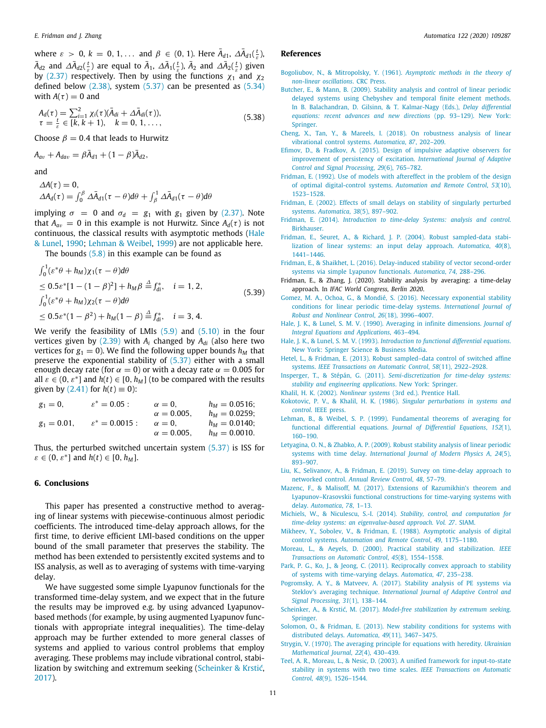where $\varepsilon > 0$, $k = 0, 1, \ldots$ and $\beta \in (0, 1)$. Here $\bar{A}_{d1}$, $\Delta\bar{A}_{d1}(\frac{t}{\varepsilon})$, $\bar{A}_{d2}$ and $\Delta\bar{A}_{d2}(\frac{t}{\varepsilon})$ are equal to $\bar{A}_1$, $\Delta\bar{A}_1(\frac{t}{\varepsilon})$, $\bar{A}_2$ and $\Delta\bar{A}_2(\frac{t}{\varepsilon})$ given by (2.37) respectively. Then by using the functions $\chi_1$ and $\chi_2$ defined below (2.38), system (5.37) can be presented as (5.34) with $A(\tau) = 0$ and

$$
\begin{array}{l}
A_d(\tau) = \sum_{i=1}^{2} \chi_i(\tau)(\bar{A}_{di} + \Delta\bar{A}_{di}(\tau)), \\
\tau = \frac{t}{\varepsilon} \in [k, k+1), \quad k = 0, 1, \ldots,
\end{array}
\tag{5.38}
$$

Choose $\beta = 0.4$ that leads to Hurwitz

$$
A_{av} + A_{dav} = \beta\bar{A}_{d1} + (1-\beta)\bar{A}_{d2},
$$

and

$$
\begin{array}{l}
\Delta A(\tau) = 0, \\
\Delta A_d(\tau) = \int_0^{\beta} \Delta\bar{A}_{d1}(\tau-\theta)d\theta + \int_{\beta}^{1} \Delta\bar{A}_{d1}(\tau-\theta)d\theta
\end{array}
$$

implying $\sigma = 0$ and $\sigma_d = g_1$ with $g_1$ given by (2.37). Note that $A_{av} = 0$ in this example is not Hurwitz. Since $A_d(\tau)$ is not continuous, the classical results with asymptotic methods (Hale & Lunel, 1990; Lehman & Weibel, 1999) are not applicable here.

The bounds (5.8) in this example can be found as

$$
\begin{array}{l}
\int_0^1 (\varepsilon^*\theta + h_M)\chi_1(\tau-\theta)d\theta \\
\leq 0.5\varepsilon^*[1-(1-\beta)^2] + h_M\beta \stackrel{\Delta}{=} f_{di}^*, \quad i = 1, 2, \\
\int_0^1 (\varepsilon^*\theta + h_M)\chi_2(\tau-\theta)d\theta \\
\leq 0.5\varepsilon^*(1-\beta^2) + h_M(1-\beta) \stackrel{\Delta}{=} f_{di}^*, \quad i = 3, 4.
\end{array}
\tag{5.39}
$$

We verify the feasibility of LMIs (5.9) and (5.10) in the four vertices given by (2.39) with $A_i$ changed by $A_{di}$ (also here two vertices for $g_1 = 0$). We find the following upper bounds $h_M$ that preserve the exponential stability of (5.37) either with a small enough decay rate (for $\alpha = 0$) or with a decay rate $\alpha = 0.005$ for all $\varepsilon \in (0, \varepsilon^*]$ and $h(t) \in [0, h_M]$ (to be compared with the results given by (2.41) for $h(t) \equiv 0$):

| | | | |
|---|---|---|---|
| $g_1 = 0$, | $\varepsilon^* = 0.05$ : | $\alpha = 0$, | $h_M = 0.0516$; |
| | | $\alpha = 0.005$, | $h_M = 0.0259$; |
| $g_1 = 0.01$, | $\varepsilon^* = 0.0015$ : | $\alpha = 0$, | $h_M = 0.0140$; |
| | | $\alpha = 0.005$, | $h_M = 0.0010$. |

Thus, the perturbed switched uncertain system (5.37) is ISS for $\varepsilon \in (0, \varepsilon^*]$ and $h(t) \in [0, h_M]$.

## 6. Conclusions

This paper has presented a constructive method to averaging of linear systems with piecewise-continuous almost periodic coefficients. The introduced time-delay approach allows, for the first time, to derive efficient LMI-based conditions on the upper bound of the small parameter that preserves the stability. The method has been extended to persistently excited systems and to ISS analysis, as well as to averaging of systems with time-varying delay.

We have suggested some simple Lyapunov functionals for the transformed time-delay system, and we expect that in the future the results may be improved e.g. by using advanced Lyapunov-based methods (for example, by using augmented Lyapunov functionals with appropriate integral inequalities). The time-delay approach may be further extended to more general classes of systems and applied to various control problems that employ averaging. These problems may include vibrational control, stabilization by switching and extremum seeking (Scheinker & Krstić, 2017).

## References

Bogoliubov, N., & Mitropolsky, Y. (1961). *Asymptotic methods in the theory of non-linear oscillations*. CRC Press.

Butcher, E., & Mann, B. (2009). Stability analysis and control of linear periodic delayed systems using Chebyshev and temporal finite element methods. In B. Balachandran, D. Gilsinn, & T. Kalmar-Nagy (Eds.), *Delay differential equations: recent advances and new directions* (pp. 93–129). New York: Springer.

Cheng, X., Tan, Y., & Mareels, I. (2018). On robustness analysis of linear vibrational control systems. *Automatica*, *87*, 202–209.

Efimov, D., & Fradkov, A. (2015). Design of impulsive adaptive observers for improvement of persistency of excitation. *International Journal of Adaptive Control and Signal Processing*, *29*(6), 765–782.

Fridman, E. (1992). Use of models with aftereffect in the problem of the design of optimal digital-control systems. *Automation and Remote Control*, *53*(10), 1523–1528.

Fridman, E. (2002). Effects of small delays on stability of singularly perturbed systems. *Automatica*, *38*(5), 897–902.

Fridman, E. (2014). *Introduction to time-delay Systems: analysis and control*. Birkhauser.

Fridman, E., Seuret, A., & Richard, J. P. (2004). Robust sampled-data stabilization of linear systems: an input delay approach. *Automatica*, *40*(8), 1441–1446.

Fridman, E., & Shaikhet, L. (2016). Delay-induced stability of vector second-order systems via simple Lyapunov functionals. *Automatica*, *74*, 288–296.

Fridman, E., & Zhang, J. (2020). Stability analysis by averaging: a time-delay approach. In *IFAC World Congress, Berlin 2020*.

Gomez, M. A., Ochoa, G., & Mondié, S. (2016). Necessary exponential stability conditions for linear periodic time-delay systems. *International Journal of Robust and Nonlinear Control*, *26*(18), 3996–4007.

Hale, J. K., & Lunel, S. M. V. (1990). Averaging in infinite dimensions. *Journal of Integral Equations and Applications*, 463–494.

Hale, J. K., & Lunel, S. M. V. (1993). *Introduction to functional differential equations*. New York: Springer Science & Business Media.

Hetel, L., & Fridman, E. (2013). Robust sampled–data control of switched affine systems. *IEEE Transactions on Automatic Control*, *58*(11), 2922–2928.

Insperger, T., & Stépán, G. (2011). *Semi-discretization for time-delay systems: stability and engineering applications*. New York: Springer.

Khalil, H. K. (2002). *Nonlinear systems* (3rd ed.). Prentice Hall.

Kokotovic, P. V., & Khalil, H. K. (1986). *Singular perturbations in systems and control*. IEEE press.

Lehman, B., & Weibel, S. P. (1999). Fundamental theorems of averaging for functional differential equations. *Journal of Differential Equations*, *152*(1), 160–190.

Letyagina, O. N., & Zhabko, A. P. (2009). Robust stability analysis of linear periodic systems with time delay. *International Journal of Modern Physics A*, *24*(5), 893–907.

Liu, K., Selivanov, A., & Fridman, E. (2019). Survey on time-delay approach to networked control. *Annual Review Control*, *48*, 57–79.

Mazenc, F., & Malisoff, M. (2017). Extensions of Razumikhin's theorem and Lyapunov–Krasovskii functional constructions for time-varying systems with delay. *Automatica*, *78*, 1–13.

Michiels, W., & Niculescu, S.-I. (2014). *Stability, control, and computation for time-delay systems: an eigenvalue-based approach. Vol. 27*. SIAM.

Mikheev, Y., Sobolev, V., & Fridman, E. (1988). Asymptotic analysis of digital control systems. *Automation and Remote Control*, *49*, 1175–1180.

Moreau, L., & Aeyels, D. (2000). Practical stability and stabilization. *IEEE Transactions on Automatic Control*, *45*(8), 1554–1558.

Park, P. G., Ko, J., & Jeong, C. (2011). Reciprocally convex approach to stability of systems with time-varying delays. *Automatica*, *47*, 235–238.

Pogromsky, A. Y., & Matveev, A. (2017). Stability analysis of PE systems via Steklov's averaging technique. *International Journal of Adaptive Control and Signal Processing*, *31*(1), 138–144.

Scheinker, A., & Krstić, M. (2017). *Model-free stabilization by extremum seeking*. Springer.

Solomon, O., & Fridman, E. (2013). New stability conditions for systems with distributed delays. *Automatica*, *49*(11), 3467–3475.

Strygin, V. (1970). The averaging principle for equations with heredity. *Ukrainian Mathematical Journal*, *22*(4), 430–439.

Teel, A. R., Moreau, L., & Nesic, D. (2003). A unified framework for input-to-state stability in systems with two time scales. *IEEE Transactions on Automatic Control*, *48*(9), 1526–1544.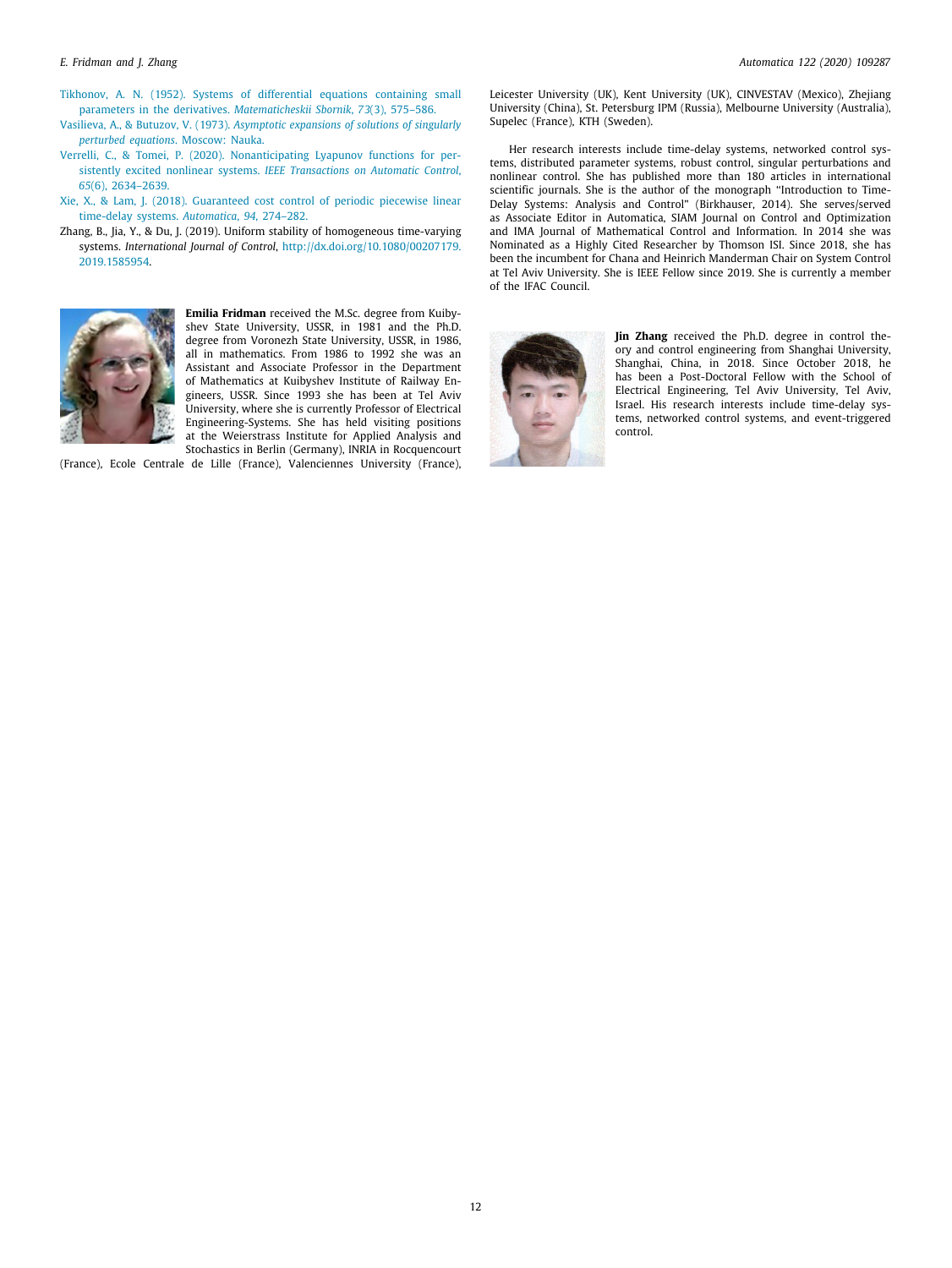Tikhonov, A. N. (1952). Systems of differential equations containing small parameters in the derivatives. *Matematicheskii Sbornik*, *73*(3), 575–586.

Vasilieva, A., & Butuzov, V. (1973). *Asymptotic expansions of solutions of singularly perturbed equations*. Moscow: Nauka.

Verrelli, C., & Tomei, P. (2020). Nonanticipating Lyapunov functions for persistently excited nonlinear systems. *IEEE Transactions on Automatic Control*, *65*(6), 2634–2639.

Xie, X., & Lam, J. (2018). Guaranteed cost control of periodic piecewise linear time-delay systems. *Automatica*, *94*, 274–282.

Zhang, B., Jia, Y., & Du, J. (2019). Uniform stability of homogeneous time-varying systems. *International Journal of Control*, http://dx.doi.org/10.1080/00207179.2019.1585954.

**Emilia Fridman** received the M.Sc. degree from Kuibyshev State University, USSR, in 1981 and the Ph.D. degree from Voronezh State University, USSR, in 1986, all in mathematics. From 1986 to 1992 she was an Assistant and Associate Professor in the Department of Mathematics at Kuibyshev Institute of Railway Engineers, USSR. Since 1993 she has been at Tel Aviv University, where she is currently Professor of Electrical Engineering-Systems. She has held visiting positions at the Weierstrass Institute for Applied Analysis and Stochastics in Berlin (Germany), INRIA in Rocquencourt (France), Ecole Centrale de Lille (France), Valenciennes University (France), Leicester University (UK), Kent University (UK), CINVESTAV (Mexico), Zhejiang University (China), St. Petersburg IPM (Russia), Melbourne University (Australia), Supelec (France), KTH (Sweden).

Her research interests include time-delay systems, networked control systems, distributed parameter systems, robust control, singular perturbations and nonlinear control. She has published more than 180 articles in international scientific journals. She is the author of the monograph "Introduction to Time-Delay Systems: Analysis and Control" (Birkhauser, 2014). She serves/served as Associate Editor in Automatica, SIAM Journal on Control and Optimization and IMA Journal of Mathematical Control and Information. In 2014 she was Nominated as a Highly Cited Researcher by Thomson ISI. Since 2018, she has been the incumbent for Chana and Heinrich Manderman Chair on System Control at Tel Aviv University. She is IEEE Fellow since 2019. She is currently a member of the IFAC Council.

**Jin Zhang** received the Ph.D. degree in control theory and control engineering from Shanghai University, Shanghai, China, in 2018. Since October 2018, he has been a Post-Doctoral Fellow with the School of Electrical Engineering, Tel Aviv University, Tel Aviv, Israel. His research interests include time-delay systems, networked control systems, and event-triggered control.